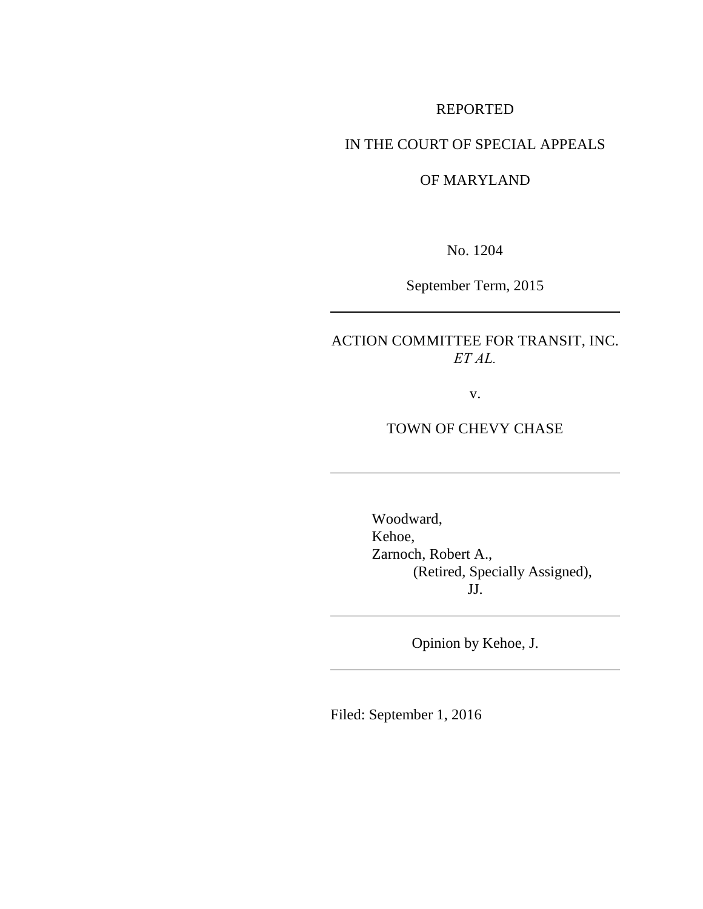REPORTED

IN THE COURT OF SPECIAL APPEALS

OF MARYLAND

No. 1204

September Term, 2015

---

ACTION COMMITTEE FOR TRANSIT, INC. *ET AL.*

v.

TOWN OF CHEVY CHASE

---

Woodward,
Kehoe,
Zarnoch, Robert A.,
(Retired, Specially Assigned),
JJ.

---

Opinion by Kehoe, J.

---

Filed: September 1, 2016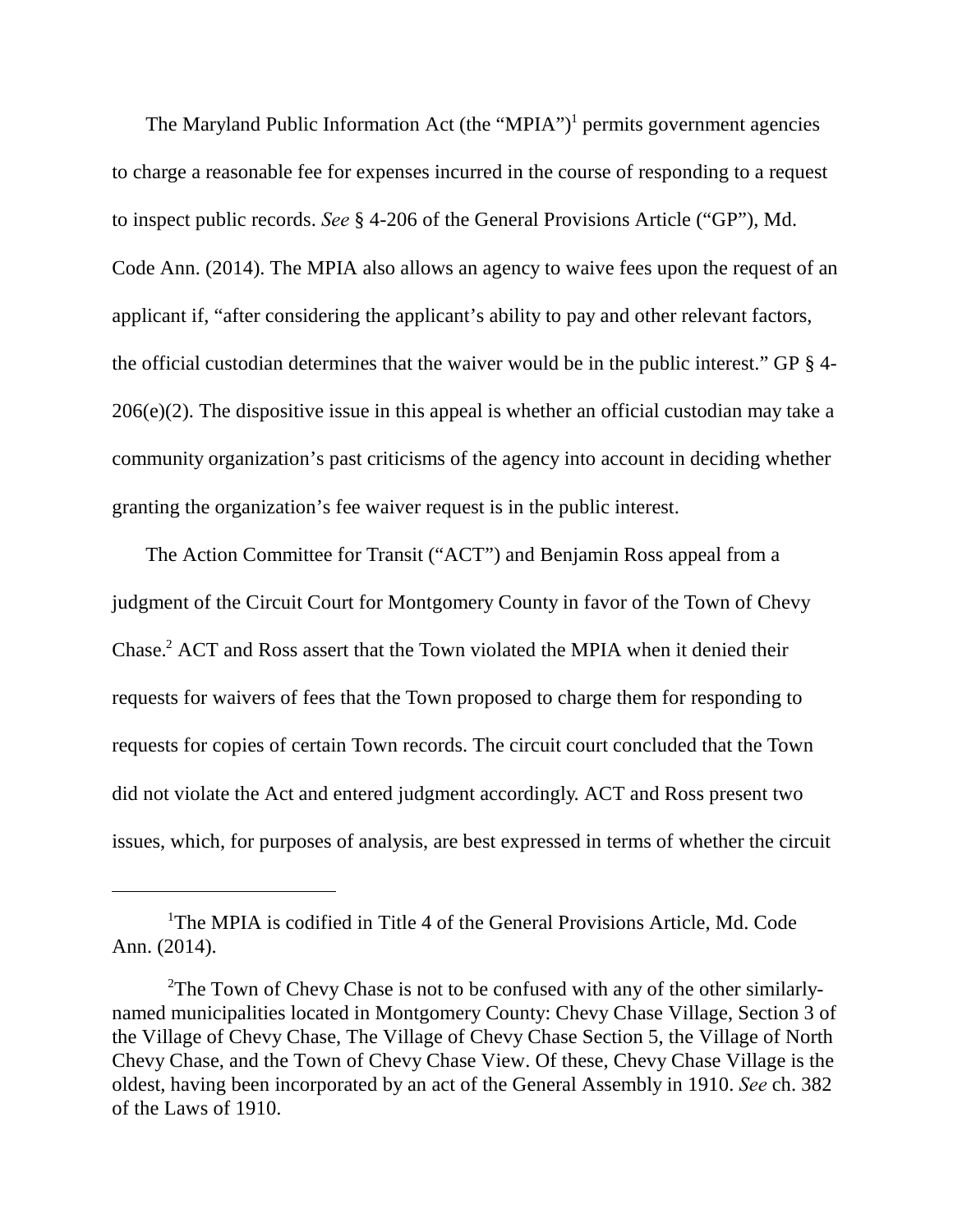The Maryland Public Information Act (the "MPIA")[1] permits government agencies to charge a reasonable fee for expenses incurred in the course of responding to a request to inspect public records. *See* § 4-206 of the General Provisions Article ("GP"), Md. Code Ann. (2014). The MPIA also allows an agency to waive fees upon the request of an applicant if, "after considering the applicant's ability to pay and other relevant factors, the official custodian determines that the waiver would be in the public interest." GP § 4-206(e)(2). The dispositive issue in this appeal is whether an official custodian may take a community organization's past criticisms of the agency into account in deciding whether granting the organization's fee waiver request is in the public interest.

The Action Committee for Transit ("ACT") and Benjamin Ross appeal from a judgment of the Circuit Court for Montgomery County in favor of the Town of Chevy Chase.[2] ACT and Ross assert that the Town violated the MPIA when it denied their requests for waivers of fees that the Town proposed to charge them for responding to requests for copies of certain Town records. The circuit court concluded that the Town did not violate the Act and entered judgment accordingly. ACT and Ross present two issues, which, for purposes of analysis, are best expressed in terms of whether the circuit

---

[1]The MPIA is codified in Title 4 of the General Provisions Article, Md. Code Ann. (2014).

[2]The Town of Chevy Chase is not to be confused with any of the other similarly-named municipalities located in Montgomery County: Chevy Chase Village, Section 3 of the Village of Chevy Chase, The Village of Chevy Chase Section 5, the Village of North Chevy Chase, and the Town of Chevy Chase View. Of these, Chevy Chase Village is the oldest, having been incorporated by an act of the General Assembly in 1910. *See* ch. 382 of the Laws of 1910.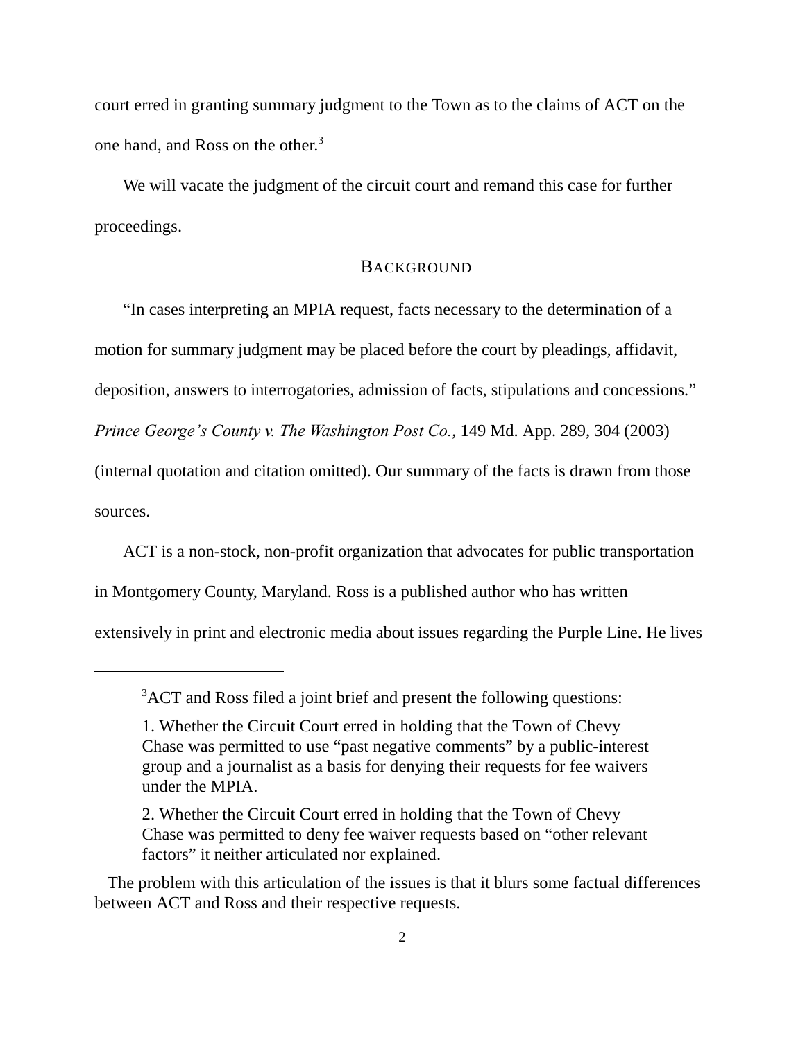court erred in granting summary judgment to the Town as to the claims of ACT on the one hand, and Ross on the other.[3]

We will vacate the judgment of the circuit court and remand this case for further proceedings.

## BACKGROUND

"In cases interpreting an MPIA request, facts necessary to the determination of a motion for summary judgment may be placed before the court by pleadings, affidavit, deposition, answers to interrogatories, admission of facts, stipulations and concessions." *Prince George's County v. The Washington Post Co.*, 149 Md. App. 289, 304 (2003) (internal quotation and citation omitted). Our summary of the facts is drawn from those sources.

ACT is a non-stock, non-profit organization that advocates for public transportation in Montgomery County, Maryland. Ross is a published author who has written extensively in print and electronic media about issues regarding the Purple Line. He lives

---

[3]ACT and Ross filed a joint brief and present the following questions:

> 1. Whether the Circuit Court erred in holding that the Town of Chevy Chase was permitted to use "past negative comments" by a public-interest group and a journalist as a basis for denying their requests for fee waivers under the MPIA.
>
> 2. Whether the Circuit Court erred in holding that the Town of Chevy Chase was permitted to deny fee waiver requests based on "other relevant factors" it neither articulated nor explained.

The problem with this articulation of the issues is that it blurs some factual differences between ACT and Ross and their respective requests.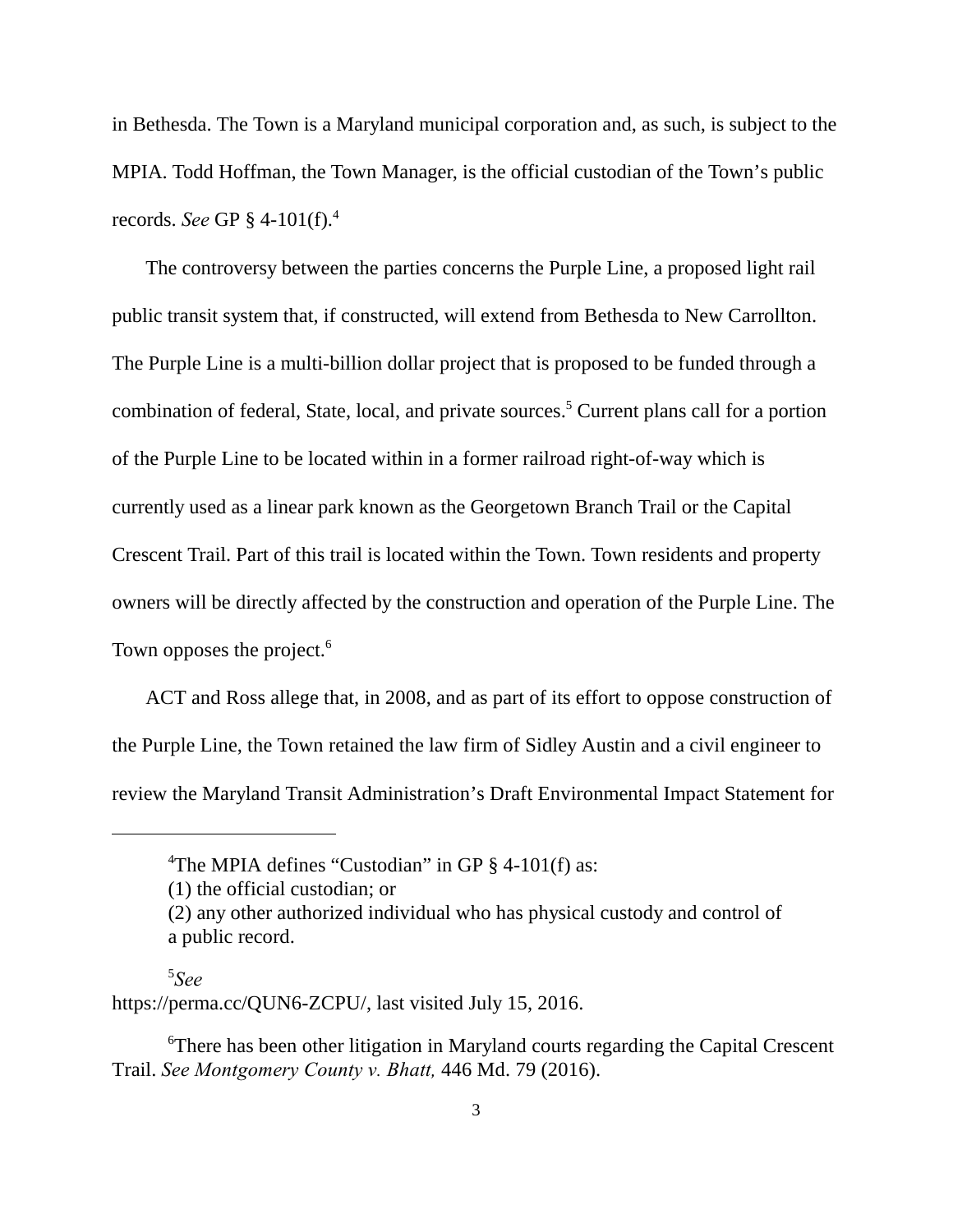in Bethesda. The Town is a Maryland municipal corporation and, as such, is subject to the MPIA. Todd Hoffman, the Town Manager, is the official custodian of the Town's public records. *See* GP § 4-101(f).[4]

The controversy between the parties concerns the Purple Line, a proposed light rail public transit system that, if constructed, will extend from Bethesda to New Carrollton. The Purple Line is a multi-billion dollar project that is proposed to be funded through a combination of federal, State, local, and private sources.[5] Current plans call for a portion of the Purple Line to be located within in a former railroad right-of-way which is currently used as a linear park known as the Georgetown Branch Trail or the Capital Crescent Trail. Part of this trail is located within the Town. Town residents and property owners will be directly affected by the construction and operation of the Purple Line. The Town opposes the project.[6]

ACT and Ross allege that, in 2008, and as part of its effort to oppose construction of the Purple Line, the Town retained the law firm of Sidley Austin and a civil engineer to review the Maryland Transit Administration's Draft Environmental Impact Statement for

---

[4]The MPIA defines "Custodian" in GP § 4-101(f) as:

(1) the official custodian; or

(2) any other authorized individual who has physical custody and control of a public record.

[5]*See* https://perma.cc/QUN6-ZCPU/, last visited July 15, 2016.

[6]There has been other litigation in Maryland courts regarding the Capital Crescent Trail. *See Montgomery County v. Bhatt,* 446 Md. 79 (2016).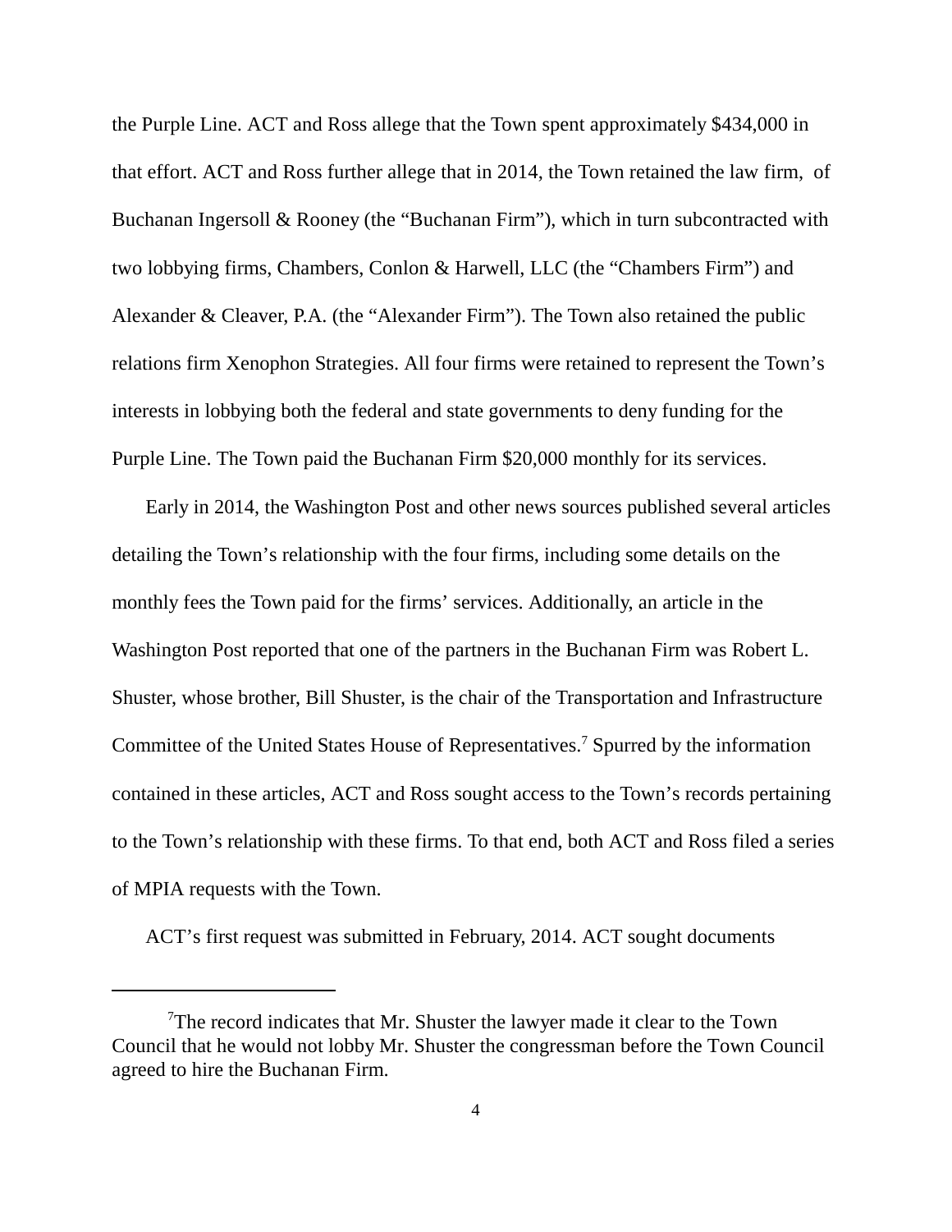the Purple Line. ACT and Ross allege that the Town spent approximately $434,000 in that effort. ACT and Ross further allege that in 2014, the Town retained the law firm, of Buchanan Ingersoll & Rooney (the "Buchanan Firm"), which in turn subcontracted with two lobbying firms, Chambers, Conlon & Harwell, LLC (the "Chambers Firm") and Alexander & Cleaver, P.A. (the "Alexander Firm"). The Town also retained the public relations firm Xenophon Strategies. All four firms were retained to represent the Town's interests in lobbying both the federal and state governments to deny funding for the Purple Line. The Town paid the Buchanan Firm $20,000 monthly for its services.

Early in 2014, the Washington Post and other news sources published several articles detailing the Town's relationship with the four firms, including some details on the monthly fees the Town paid for the firms' services. Additionally, an article in the Washington Post reported that one of the partners in the Buchanan Firm was Robert L. Shuster, whose brother, Bill Shuster, is the chair of the Transportation and Infrastructure Committee of the United States House of Representatives.[7] Spurred by the information contained in these articles, ACT and Ross sought access to the Town's records pertaining to the Town's relationship with these firms. To that end, both ACT and Ross filed a series of MPIA requests with the Town.

ACT's first request was submitted in February, 2014. ACT sought documents

---

[7]The record indicates that Mr. Shuster the lawyer made it clear to the Town Council that he would not lobby Mr. Shuster the congressman before the Town Council agreed to hire the Buchanan Firm.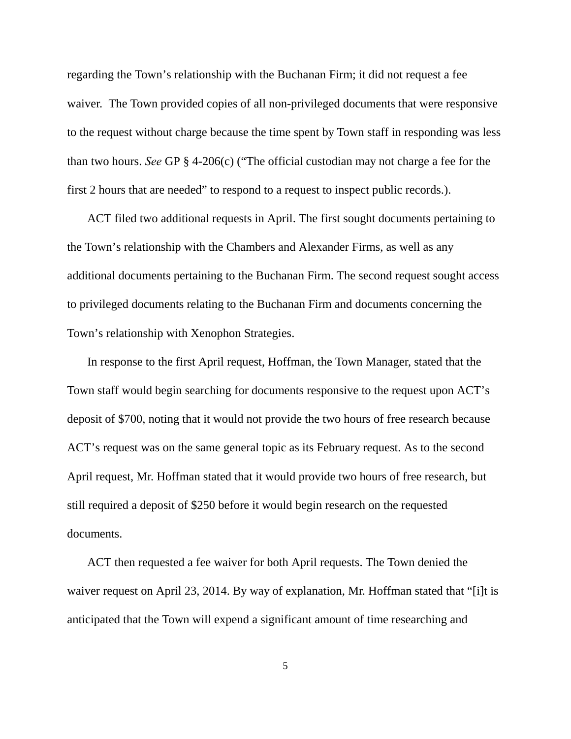regarding the Town's relationship with the Buchanan Firm; it did not request a fee waiver. The Town provided copies of all non-privileged documents that were responsive to the request without charge because the time spent by Town staff in responding was less than two hours. *See* GP § 4-206(c) ("The official custodian may not charge a fee for the first 2 hours that are needed" to respond to a request to inspect public records.).

ACT filed two additional requests in April. The first sought documents pertaining to the Town's relationship with the Chambers and Alexander Firms, as well as any additional documents pertaining to the Buchanan Firm. The second request sought access to privileged documents relating to the Buchanan Firm and documents concerning the Town's relationship with Xenophon Strategies.

In response to the first April request, Hoffman, the Town Manager, stated that the Town staff would begin searching for documents responsive to the request upon ACT's deposit of $700, noting that it would not provide the two hours of free research because ACT's request was on the same general topic as its February request. As to the second April request, Mr. Hoffman stated that it would provide two hours of free research, but still required a deposit of $250 before it would begin research on the requested documents.

ACT then requested a fee waiver for both April requests. The Town denied the waiver request on April 23, 2014. By way of explanation, Mr. Hoffman stated that "[i]t is anticipated that the Town will expend a significant amount of time researching and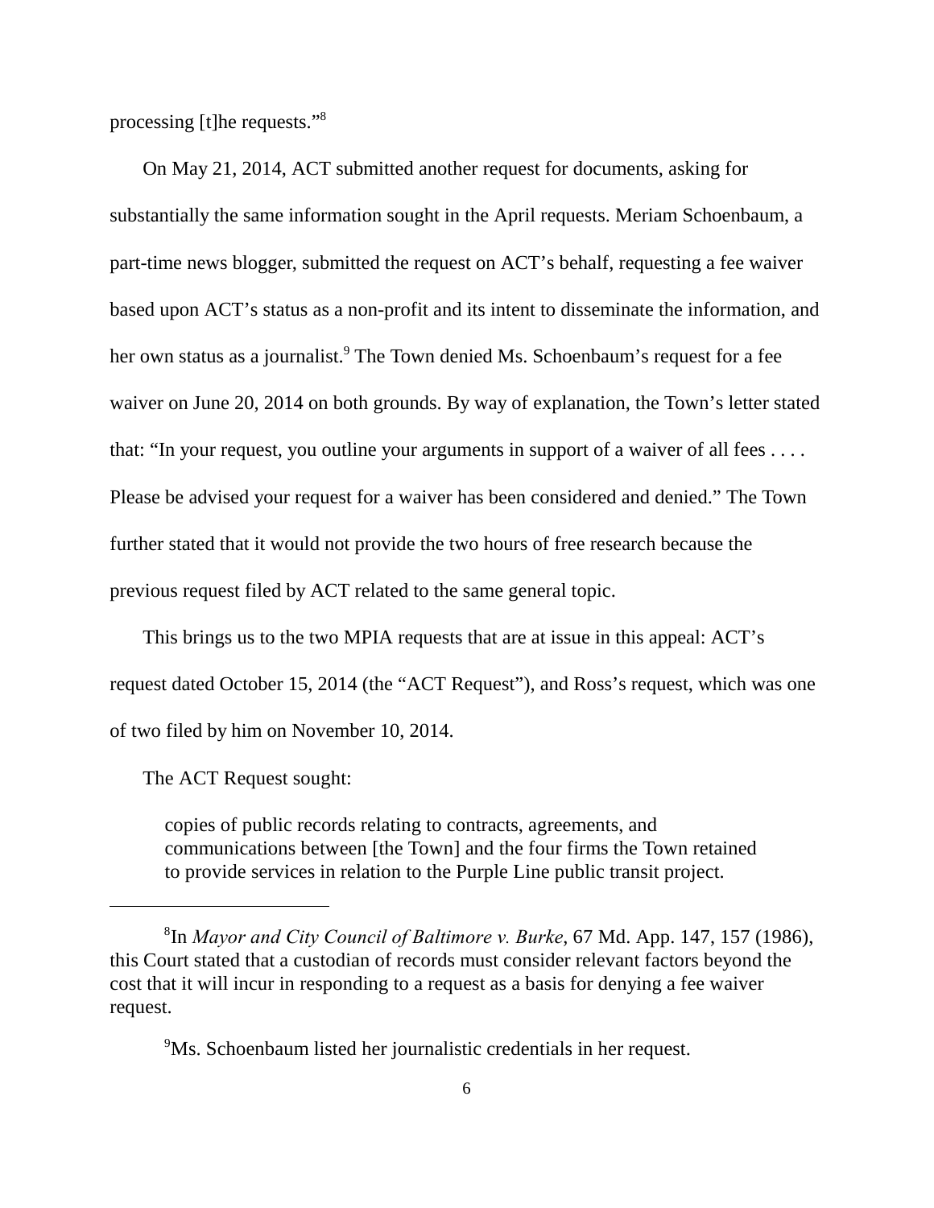processing [t]he requests."[8]

On May 21, 2014, ACT submitted another request for documents, asking for substantially the same information sought in the April requests. Meriam Schoenbaum, a part-time news blogger, submitted the request on ACT's behalf, requesting a fee waiver based upon ACT's status as a non-profit and its intent to disseminate the information, and her own status as a journalist.[9] The Town denied Ms. Schoenbaum's request for a fee waiver on June 20, 2014 on both grounds. By way of explanation, the Town's letter stated that: "In your request, you outline your arguments in support of a waiver of all fees . . . . Please be advised your request for a waiver has been considered and denied." The Town further stated that it would not provide the two hours of free research because the previous request filed by ACT related to the same general topic.

This brings us to the two MPIA requests that are at issue in this appeal: ACT's request dated October 15, 2014 (the "ACT Request"), and Ross's request, which was one of two filed by him on November 10, 2014.

The ACT Request sought:

> copies of public records relating to contracts, agreements, and communications between [the Town] and the four firms the Town retained to provide services in relation to the Purple Line public transit project.

---

[8]In *Mayor and City Council of Baltimore v. Burke*, 67 Md. App. 147, 157 (1986), this Court stated that a custodian of records must consider relevant factors beyond the cost that it will incur in responding to a request as a basis for denying a fee waiver request.

[9]Ms. Schoenbaum listed her journalistic credentials in her request.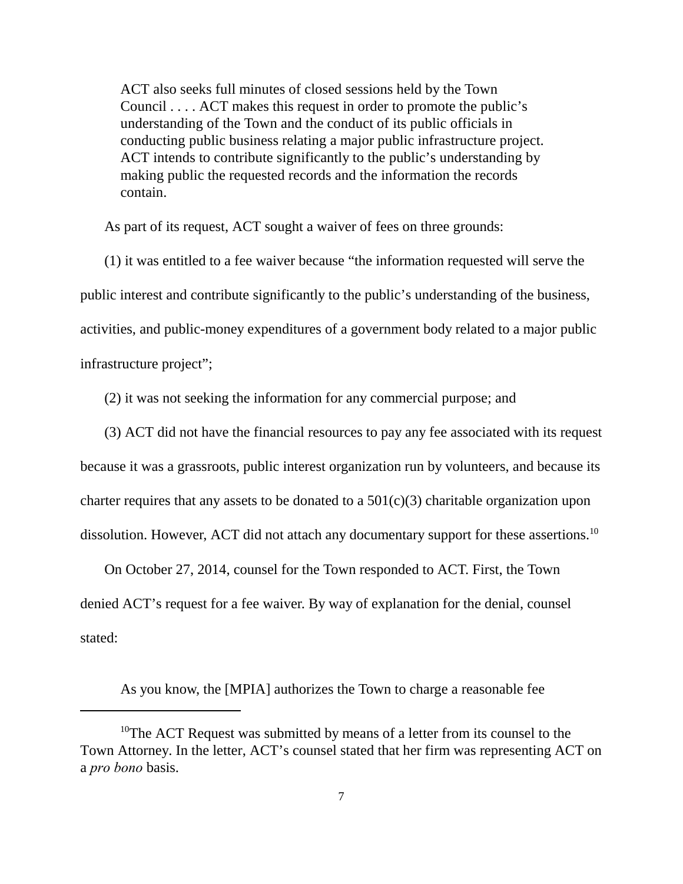> ACT also seeks full minutes of closed sessions held by the Town Council . . . . ACT makes this request in order to promote the public's understanding of the Town and the conduct of its public officials in conducting public business relating a major public infrastructure project. ACT intends to contribute significantly to the public's understanding by making public the requested records and the information the records contain.

As part of its request, ACT sought a waiver of fees on three grounds:

(1) it was entitled to a fee waiver because "the information requested will serve the public interest and contribute significantly to the public's understanding of the business, activities, and public-money expenditures of a government body related to a major public infrastructure project";

(2) it was not seeking the information for any commercial purpose; and

(3) ACT did not have the financial resources to pay any fee associated with its request because it was a grassroots, public interest organization run by volunteers, and because its charter requires that any assets to be donated to a 501(c)(3) charitable organization upon dissolution. However, ACT did not attach any documentary support for these assertions.[10]

On October 27, 2014, counsel for the Town responded to ACT. First, the Town denied ACT's request for a fee waiver. By way of explanation for the denial, counsel stated:

> As you know, the [MPIA] authorizes the Town to charge a reasonable fee

[10]The ACT Request was submitted by means of a letter from its counsel to the Town Attorney. In the letter, ACT's counsel stated that her firm was representing ACT on a *pro bono* basis.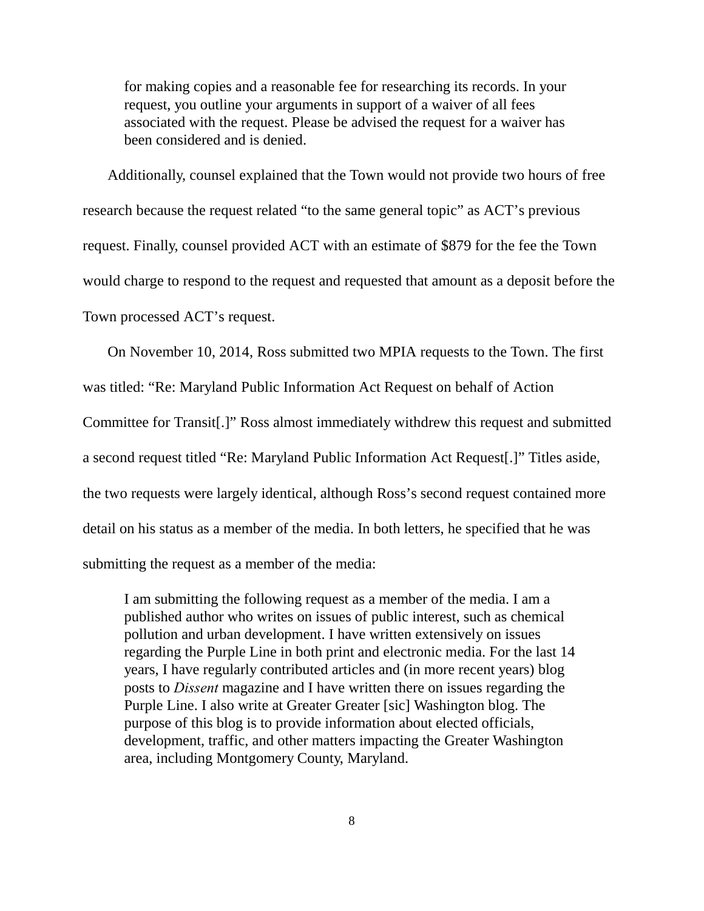> for making copies and a reasonable fee for researching its records. In your request, you outline your arguments in support of a waiver of all fees associated with the request. Please be advised the request for a waiver has been considered and is denied.

Additionally, counsel explained that the Town would not provide two hours of free research because the request related "to the same general topic" as ACT's previous request. Finally, counsel provided ACT with an estimate of $879 for the fee the Town would charge to respond to the request and requested that amount as a deposit before the Town processed ACT's request.

On November 10, 2014, Ross submitted two MPIA requests to the Town. The first was titled: "Re: Maryland Public Information Act Request on behalf of Action Committee for Transit[.]" Ross almost immediately withdrew this request and submitted a second request titled "Re: Maryland Public Information Act Request[.]" Titles aside, the two requests were largely identical, although Ross's second request contained more detail on his status as a member of the media. In both letters, he specified that he was submitting the request as a member of the media:

> I am submitting the following request as a member of the media. I am a published author who writes on issues of public interest, such as chemical pollution and urban development. I have written extensively on issues regarding the Purple Line in both print and electronic media. For the last 14 years, I have regularly contributed articles and (in more recent years) blog posts to *Dissent* magazine and I have written there on issues regarding the Purple Line. I also write at Greater Greater [sic] Washington blog. The purpose of this blog is to provide information about elected officials, development, traffic, and other matters impacting the Greater Washington area, including Montgomery County, Maryland.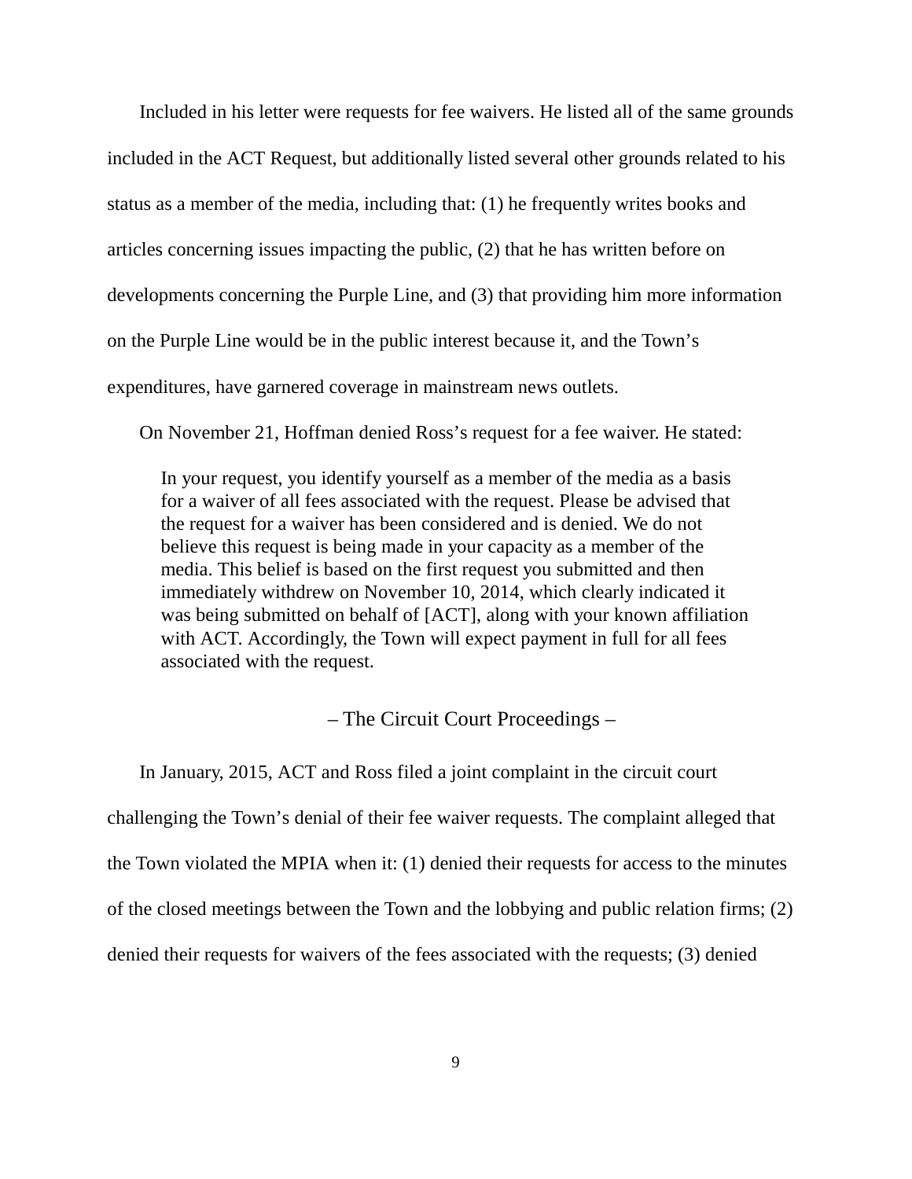Included in his letter were requests for fee waivers. He listed all of the same grounds included in the ACT Request, but additionally listed several other grounds related to his status as a member of the media, including that: (1) he frequently writes books and articles concerning issues impacting the public, (2) that he has written before on developments concerning the Purple Line, and (3) that providing him more information on the Purple Line would be in the public interest because it, and the Town's expenditures, have garnered coverage in mainstream news outlets.

On November 21, Hoffman denied Ross's request for a fee waiver. He stated:

> In your request, you identify yourself as a member of the media as a basis for a waiver of all fees associated with the request. Please be advised that the request for a waiver has been considered and is denied. We do not believe this request is being made in your capacity as a member of the media. This belief is based on the first request you submitted and then immediately withdrew on November 10, 2014, which clearly indicated it was being submitted on behalf of [ACT], along with your known affiliation with ACT. Accordingly, the Town will expect payment in full for all fees associated with the request.

## – The Circuit Court Proceedings –

In January, 2015, ACT and Ross filed a joint complaint in the circuit court challenging the Town's denial of their fee waiver requests. The complaint alleged that the Town violated the MPIA when it: (1) denied their requests for access to the minutes of the closed meetings between the Town and the lobbying and public relation firms; (2) denied their requests for waivers of the fees associated with the requests; (3) denied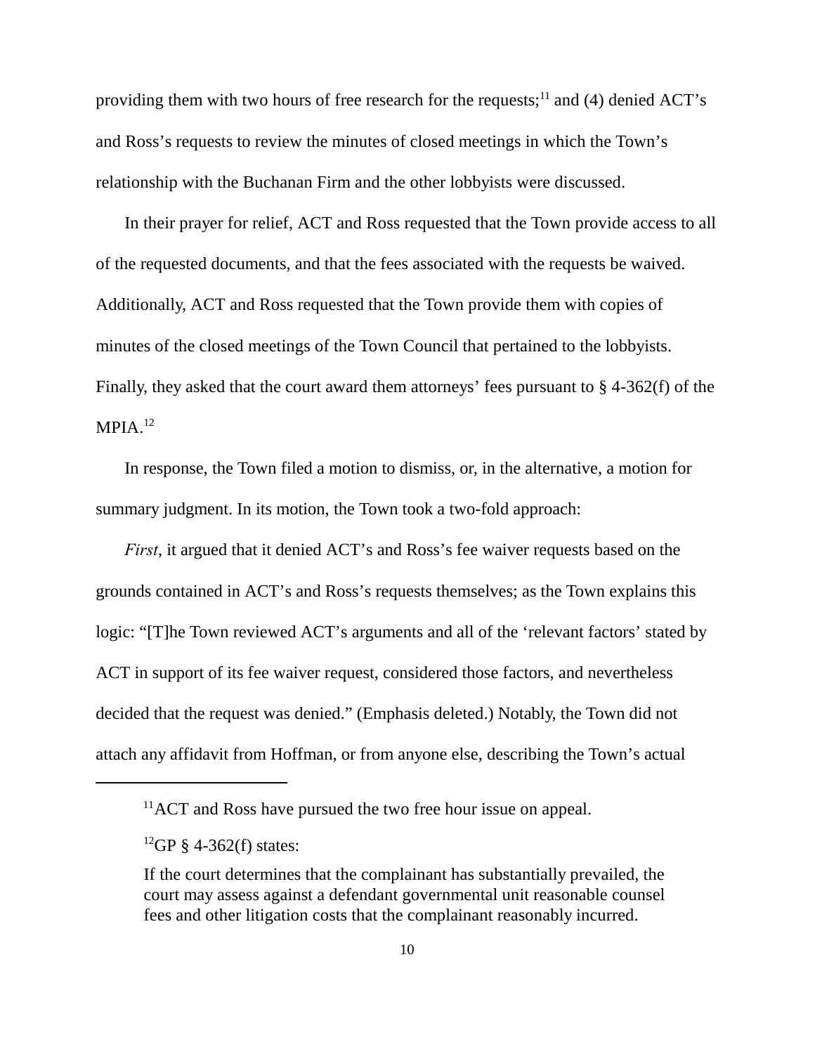providing them with two hours of free research for the requests;[11] and (4) denied ACT's and Ross's requests to review the minutes of closed meetings in which the Town's relationship with the Buchanan Firm and the other lobbyists were discussed.

In their prayer for relief, ACT and Ross requested that the Town provide access to all of the requested documents, and that the fees associated with the requests be waived. Additionally, ACT and Ross requested that the Town provide them with copies of minutes of the closed meetings of the Town Council that pertained to the lobbyists. Finally, they asked that the court award them attorneys' fees pursuant to § 4-362(f) of the MPIA.[12]

In response, the Town filed a motion to dismiss, or, in the alternative, a motion for summary judgment. In its motion, the Town took a two-fold approach:

*First*, it argued that it denied ACT's and Ross's fee waiver requests based on the grounds contained in ACT's and Ross's requests themselves; as the Town explains this logic: "[T]he Town reviewed ACT's arguments and all of the 'relevant factors' stated by ACT in support of its fee waiver request, considered those factors, and nevertheless decided that the request was denied." (Emphasis deleted.) Notably, the Town did not attach any affidavit from Hoffman, or from anyone else, describing the Town's actual

---

[11] ACT and Ross have pursued the two free hour issue on appeal.

[12] GP § 4-362(f) states:

> If the court determines that the complainant has substantially prevailed, the court may assess against a defendant governmental unit reasonable counsel fees and other litigation costs that the complainant reasonably incurred.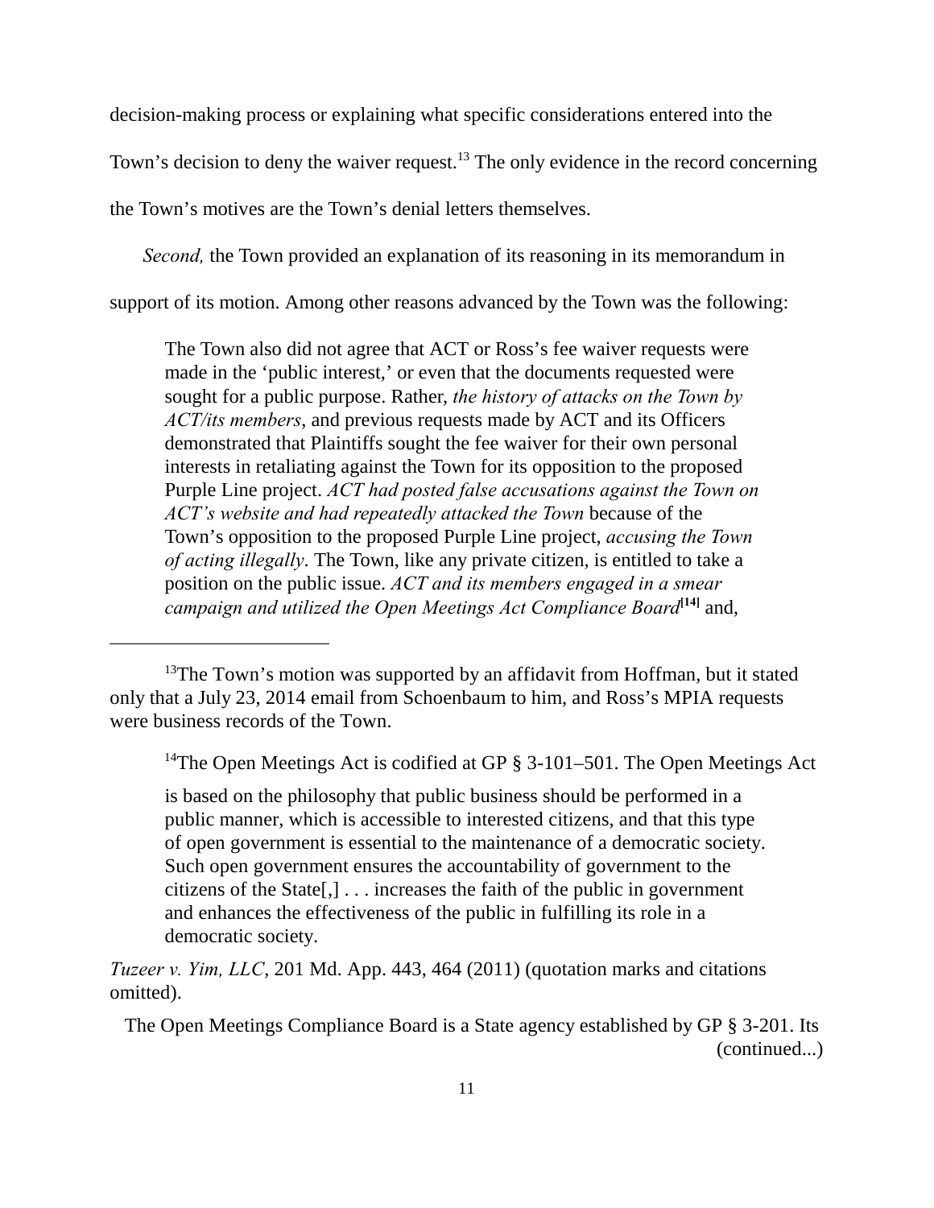decision-making process or explaining what specific considerations entered into the Town's decision to deny the waiver request.[13] The only evidence in the record concerning the Town's motives are the Town's denial letters themselves.

*Second,* the Town provided an explanation of its reasoning in its memorandum in support of its motion. Among other reasons advanced by the Town was the following:

> The Town also did not agree that ACT or Ross's fee waiver requests were made in the 'public interest,' or even that the documents requested were sought for a public purpose. Rather, *the history of attacks on the Town by ACT/its members*, and previous requests made by ACT and its Officers demonstrated that Plaintiffs sought the fee waiver for their own personal interests in retaliating against the Town for its opposition to the proposed Purple Line project. *ACT had posted false accusations against the Town on ACT's website and had repeatedly attacked the Town* because of the Town's opposition to the proposed Purple Line project, *accusing the Town of acting illegally*. The Town, like any private citizen, is entitled to take a position on the public issue. *ACT and its members engaged in a smear campaign and utilized the Open Meetings Act Compliance Board*[14] and,

---

[13]The Town's motion was supported by an affidavit from Hoffman, but it stated only that a July 23, 2014 email from Schoenbaum to him, and Ross's MPIA requests were business records of the Town.

[14]The Open Meetings Act is codified at GP § 3-101–501. The Open Meetings Act

> is based on the philosophy that public business should be performed in a public manner, which is accessible to interested citizens, and that this type of open government is essential to the maintenance of a democratic society. Such open government ensures the accountability of government to the citizens of the State[,] . . . increases the faith of the public in government and enhances the effectiveness of the public in fulfilling its role in a democratic society.

*Tuzeer v. Yim, LLC*, 201 Md. App. 443, 464 (2011) (quotation marks and citations omitted).

The Open Meetings Compliance Board is a State agency established by GP § 3-201. Its (continued...)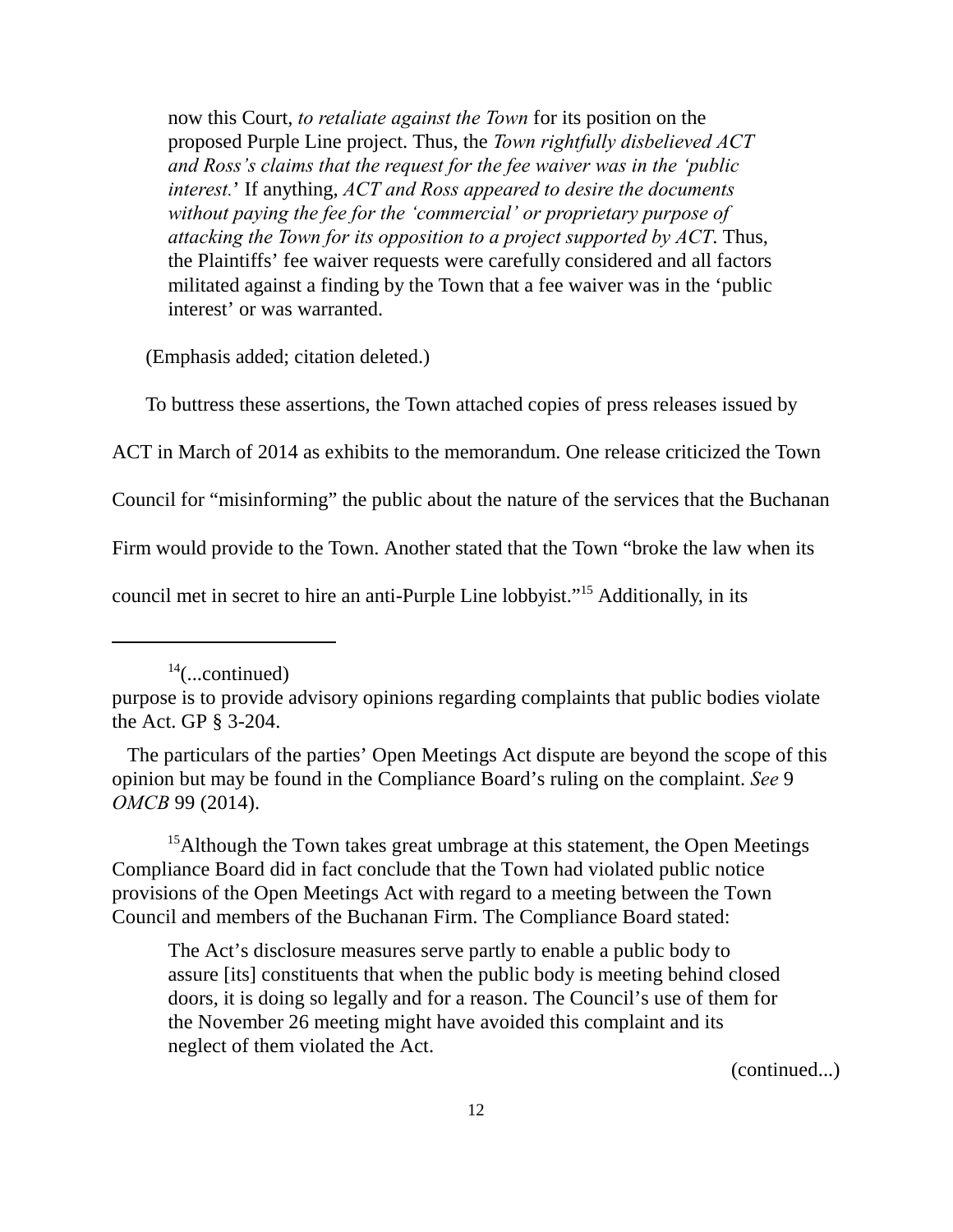> now this Court, *to retaliate against the Town* for its position on the proposed Purple Line project. Thus, the *Town rightfully disbelieved ACT and Ross's claims that the request for the fee waiver was in the 'public interest.'* If anything, *ACT and Ross appeared to desire the documents without paying the fee for the 'commercial' or proprietary purpose of attacking the Town for its opposition to a project supported by ACT*. Thus, the Plaintiffs' fee waiver requests were carefully considered and all factors militated against a finding by the Town that a fee waiver was in the 'public interest' or was warranted.

(Emphasis added; citation deleted.)

To buttress these assertions, the Town attached copies of press releases issued by ACT in March of 2014 as exhibits to the memorandum. One release criticized the Town Council for "misinforming" the public about the nature of the services that the Buchanan Firm would provide to the Town. Another stated that the Town "broke the law when its council met in secret to hire an anti-Purple Line lobbyist."[15] Additionally, in its

---

[14](...continued)
purpose is to provide advisory opinions regarding complaints that public bodies violate the Act. GP § 3-204.

The particulars of the parties' Open Meetings Act dispute are beyond the scope of this opinion but may be found in the Compliance Board's ruling on the complaint. *See* 9 *OMCB* 99 (2014).

[15]Although the Town takes great umbrage at this statement, the Open Meetings Compliance Board did in fact conclude that the Town had violated public notice provisions of the Open Meetings Act with regard to a meeting between the Town Council and members of the Buchanan Firm. The Compliance Board stated:

> The Act's disclosure measures serve partly to enable a public body to assure [its] constituents that when the public body is meeting behind closed doors, it is doing so legally and for a reason. The Council's use of them for the November 26 meeting might have avoided this complaint and its neglect of them violated the Act.

(continued...)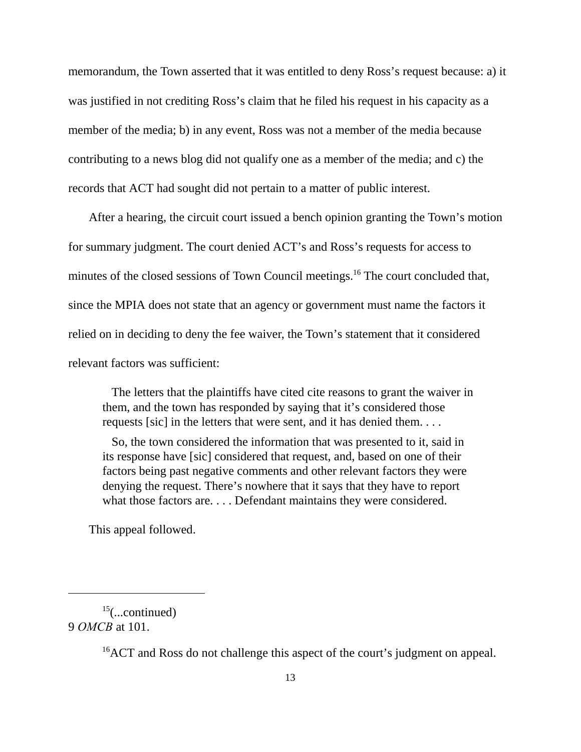memorandum, the Town asserted that it was entitled to deny Ross's request because: a) it was justified in not crediting Ross's claim that he filed his request in his capacity as a member of the media; b) in any event, Ross was not a member of the media because contributing to a news blog did not qualify one as a member of the media; and c) the records that ACT had sought did not pertain to a matter of public interest.

After a hearing, the circuit court issued a bench opinion granting the Town's motion for summary judgment. The court denied ACT's and Ross's requests for access to minutes of the closed sessions of Town Council meetings.[16] The court concluded that, since the MPIA does not state that an agency or government must name the factors it relied on in deciding to deny the fee waiver, the Town's statement that it considered relevant factors was sufficient:

> The letters that the plaintiffs have cited cite reasons to grant the waiver in them, and the town has responded by saying that it's considered those requests [sic] in the letters that were sent, and it has denied them. . . .
>
> So, the town considered the information that was presented to it, said in its response have [sic] considered that request, and, based on one of their factors being past negative comments and other relevant factors they were denying the request. There's nowhere that it says that they have to report what those factors are. . . . Defendant maintains they were considered.

This appeal followed.

---

[15](...continued)
9 *OMCB* at 101.

[16]ACT and Ross do not challenge this aspect of the court's judgment on appeal.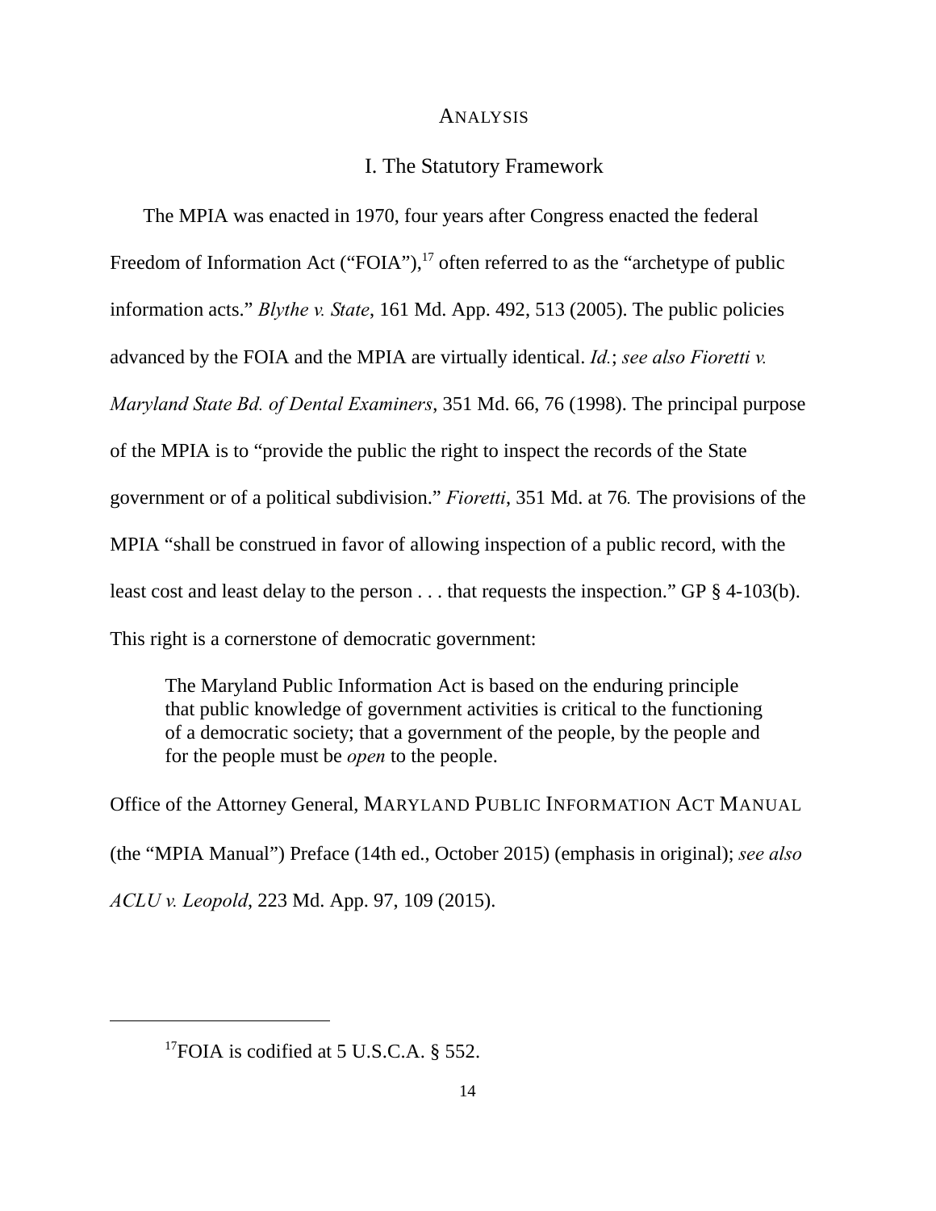## ANALYSIS

### I. The Statutory Framework

The MPIA was enacted in 1970, four years after Congress enacted the federal Freedom of Information Act ("FOIA"),[17] often referred to as the "archetype of public information acts." *Blythe v. State*, 161 Md. App. 492, 513 (2005). The public policies advanced by the FOIA and the MPIA are virtually identical. *Id.*; *see also Fioretti v. Maryland State Bd. of Dental Examiners*, 351 Md. 66, 76 (1998). The principal purpose of the MPIA is to "provide the public the right to inspect the records of the State government or of a political subdivision." *Fioretti*, 351 Md. at 76. The provisions of the MPIA "shall be construed in favor of allowing inspection of a public record, with the least cost and least delay to the person . . . that requests the inspection." GP § 4-103(b). This right is a cornerstone of democratic government:

> The Maryland Public Information Act is based on the enduring principle that public knowledge of government activities is critical to the functioning of a democratic society; that a government of the people, by the people and for the people must be *open* to the people.

Office of the Attorney General, MARYLAND PUBLIC INFORMATION ACT MANUAL (the "MPIA Manual") Preface (14th ed., October 2015) (emphasis in original); *see also ACLU v. Leopold*, 223 Md. App. 97, 109 (2015).

---

[17] FOIA is codified at 5 U.S.C.A. § 552.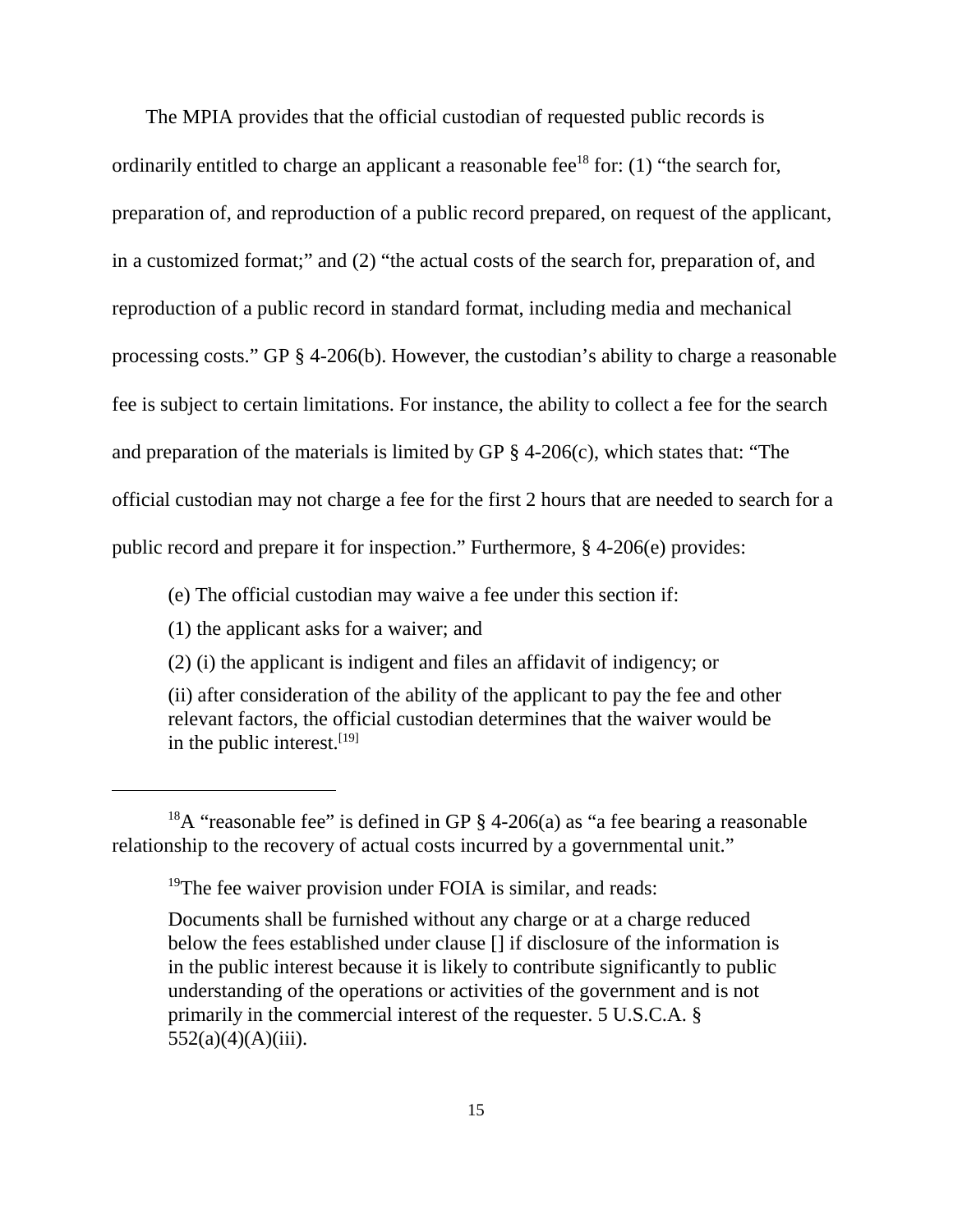The MPIA provides that the official custodian of requested public records is ordinarily entitled to charge an applicant a reasonable fee[18] for: (1) "the search for, preparation of, and reproduction of a public record prepared, on request of the applicant, in a customized format;" and (2) "the actual costs of the search for, preparation of, and reproduction of a public record in standard format, including media and mechanical processing costs." GP § 4-206(b). However, the custodian's ability to charge a reasonable fee is subject to certain limitations. For instance, the ability to collect a fee for the search and preparation of the materials is limited by GP § 4-206(c), which states that: "The official custodian may not charge a fee for the first 2 hours that are needed to search for a public record and prepare it for inspection." Furthermore, § 4-206(e) provides:

> (e) The official custodian may waive a fee under this section if:
>
> (1) the applicant asks for a waiver; and
>
> (2) (i) the applicant is indigent and files an affidavit of indigency; or
>
> (ii) after consideration of the ability of the applicant to pay the fee and other relevant factors, the official custodian determines that the waiver would be in the public interest.[19]

---

[18]A "reasonable fee" is defined in GP § 4-206(a) as "a fee bearing a reasonable relationship to the recovery of actual costs incurred by a governmental unit."

[19]The fee waiver provision under FOIA is similar, and reads:

> Documents shall be furnished without any charge or at a charge reduced below the fees established under clause [] if disclosure of the information is in the public interest because it is likely to contribute significantly to public understanding of the operations or activities of the government and is not primarily in the commercial interest of the requester. 5 U.S.C.A. § 552(a)(4)(A)(iii).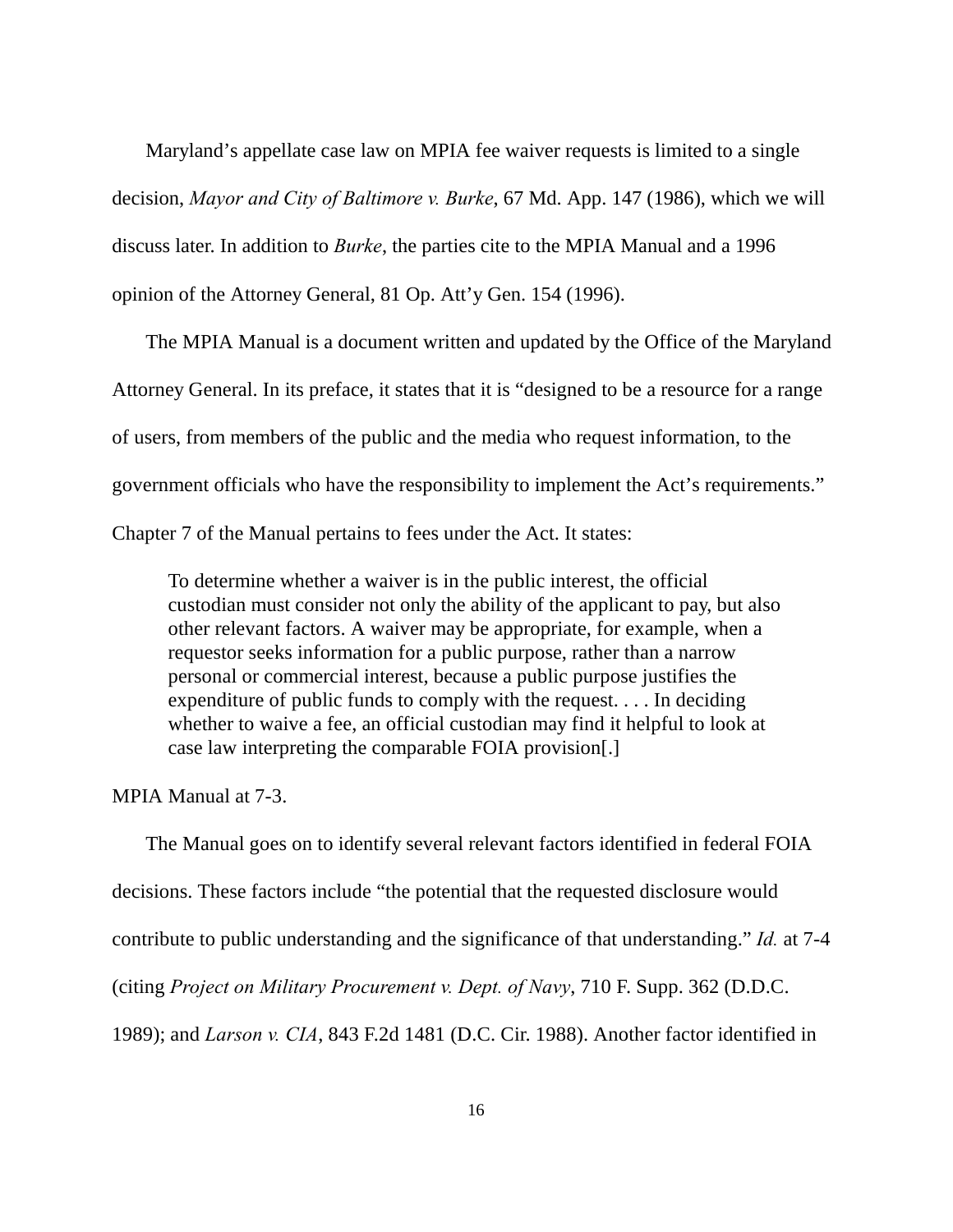Maryland's appellate case law on MPIA fee waiver requests is limited to a single decision, *Mayor and City of Baltimore v. Burke*, 67 Md. App. 147 (1986), which we will discuss later. In addition to *Burke*, the parties cite to the MPIA Manual and a 1996 opinion of the Attorney General, 81 Op. Att'y Gen. 154 (1996).

The MPIA Manual is a document written and updated by the Office of the Maryland Attorney General. In its preface, it states that it is "designed to be a resource for a range of users, from members of the public and the media who request information, to the government officials who have the responsibility to implement the Act's requirements." Chapter 7 of the Manual pertains to fees under the Act. It states:

> To determine whether a waiver is in the public interest, the official custodian must consider not only the ability of the applicant to pay, but also other relevant factors. A waiver may be appropriate, for example, when a requestor seeks information for a public purpose, rather than a narrow personal or commercial interest, because a public purpose justifies the expenditure of public funds to comply with the request. . . . In deciding whether to waive a fee, an official custodian may find it helpful to look at case law interpreting the comparable FOIA provision[.]

MPIA Manual at 7-3.

The Manual goes on to identify several relevant factors identified in federal FOIA decisions. These factors include "the potential that the requested disclosure would contribute to public understanding and the significance of that understanding." *Id.* at 7-4 (citing *Project on Military Procurement v. Dept. of Navy*, 710 F. Supp. 362 (D.D.C. 1989); and *Larson v. CIA*, 843 F.2d 1481 (D.C. Cir. 1988). Another factor identified in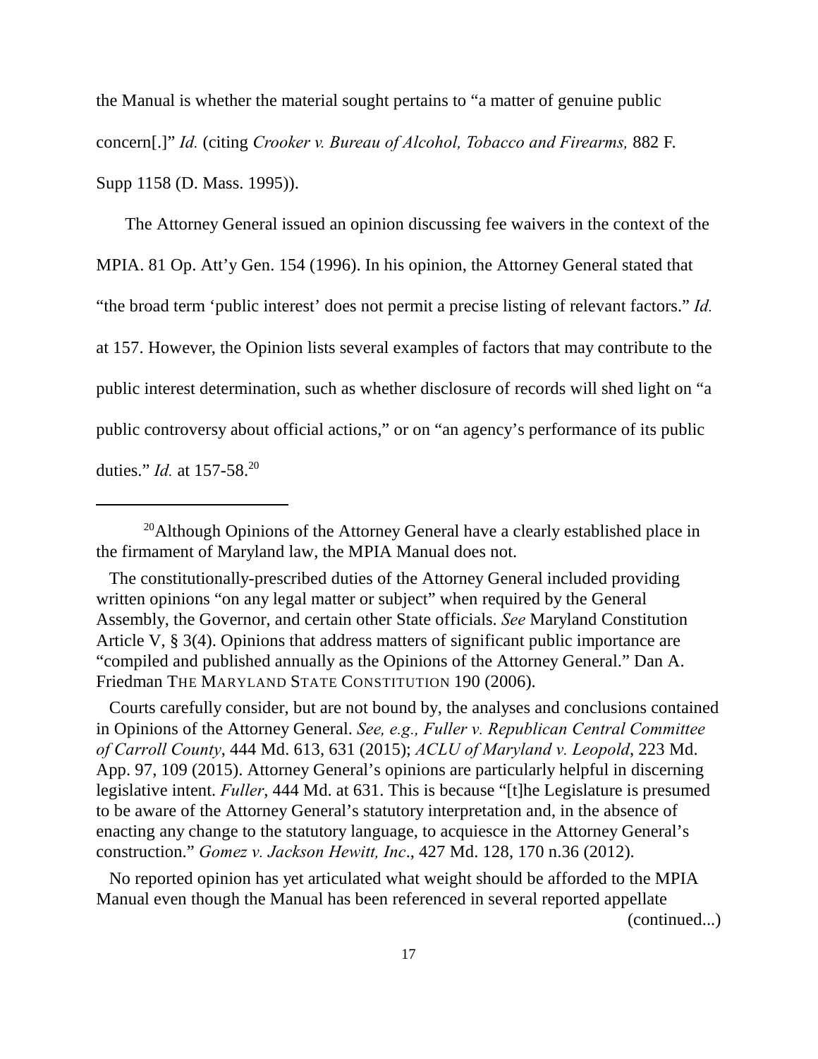the Manual is whether the material sought pertains to "a matter of genuine public concern[.]" *Id.* (citing *Crooker v. Bureau of Alcohol, Tobacco and Firearms,* 882 F. Supp 1158 (D. Mass. 1995)).

The Attorney General issued an opinion discussing fee waivers in the context of the MPIA. 81 Op. Att'y Gen. 154 (1996). In his opinion, the Attorney General stated that "the broad term 'public interest' does not permit a precise listing of relevant factors." *Id.* at 157. However, the Opinion lists several examples of factors that may contribute to the public interest determination, such as whether disclosure of records will shed light on "a public controversy about official actions," or on "an agency's performance of its public duties." *Id.* at 157-58.[20]

---

[20] Although Opinions of the Attorney General have a clearly established place in the firmament of Maryland law, the MPIA Manual does not.

The constitutionally-prescribed duties of the Attorney General included providing written opinions "on any legal matter or subject" when required by the General Assembly, the Governor, and certain other State officials. *See* Maryland Constitution Article V, § 3(4). Opinions that address matters of significant public importance are "compiled and published annually as the Opinions of the Attorney General." Dan A. Friedman THE MARYLAND STATE CONSTITUTION 190 (2006).

Courts carefully consider, but are not bound by, the analyses and conclusions contained in Opinions of the Attorney General. *See, e.g., Fuller v. Republican Central Committee of Carroll County*, 444 Md. 613, 631 (2015); *ACLU of Maryland v. Leopold*, 223 Md. App. 97, 109 (2015). Attorney General's opinions are particularly helpful in discerning legislative intent. *Fuller*, 444 Md. at 631. This is because "[t]he Legislature is presumed to be aware of the Attorney General's statutory interpretation and, in the absence of enacting any change to the statutory language, to acquiesce in the Attorney General's construction." *Gomez v. Jackson Hewitt, Inc*., 427 Md. 128, 170 n.36 (2012).

No reported opinion has yet articulated what weight should be afforded to the MPIA Manual even though the Manual has been referenced in several reported appellate

(continued...)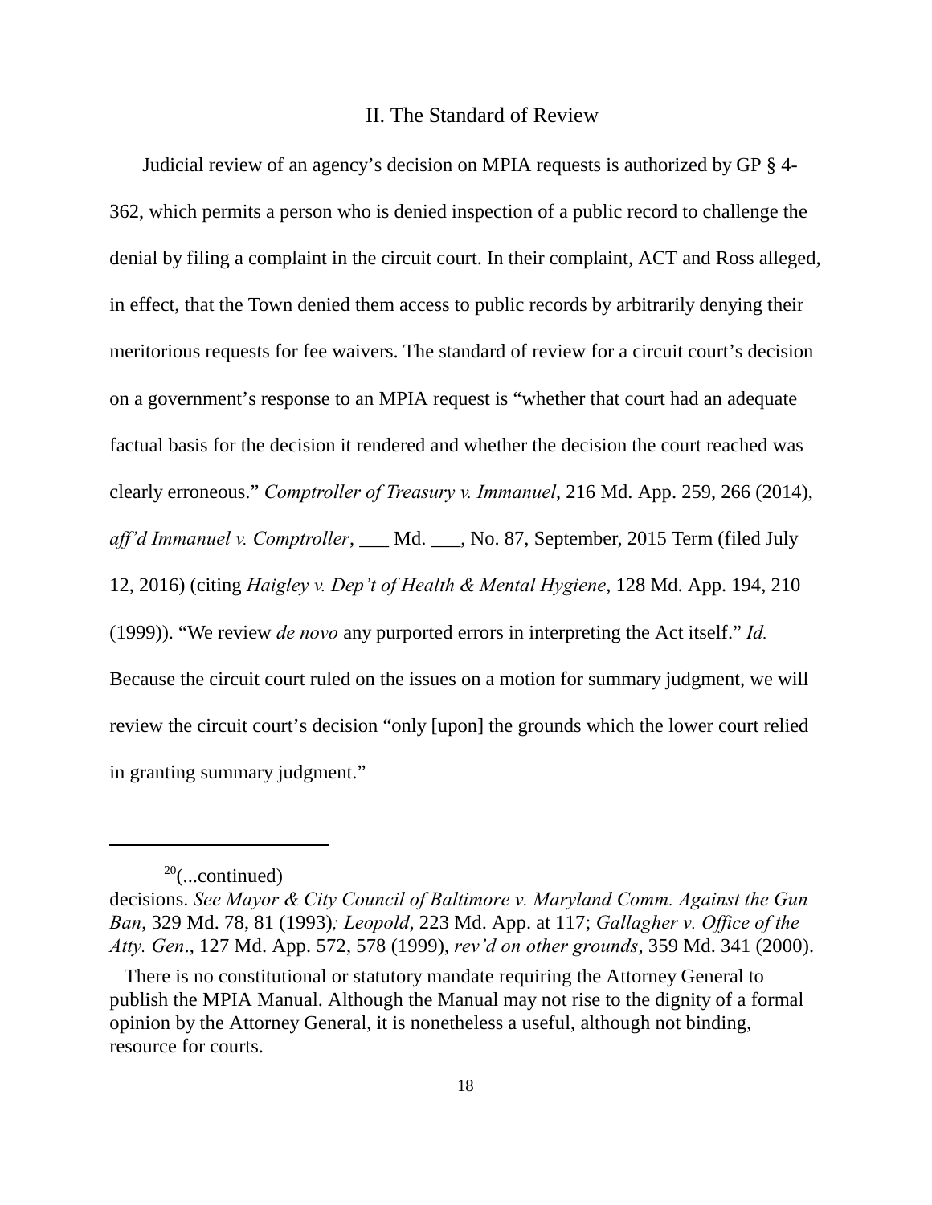## II. The Standard of Review

Judicial review of an agency's decision on MPIA requests is authorized by GP § 4-362, which permits a person who is denied inspection of a public record to challenge the denial by filing a complaint in the circuit court. In their complaint, ACT and Ross alleged, in effect, that the Town denied them access to public records by arbitrarily denying their meritorious requests for fee waivers. The standard of review for a circuit court's decision on a government's response to an MPIA request is "whether that court had an adequate factual basis for the decision it rendered and whether the decision the court reached was clearly erroneous." *Comptroller of Treasury v. Immanuel*, 216 Md. App. 259, 266 (2014), *aff'd Immanuel v. Comptroller*, ___ Md. ___, No. 87, September, 2015 Term (filed July 12, 2016) (citing *Haigley v. Dep't of Health & Mental Hygiene*, 128 Md. App. 194, 210 (1999)). "We review *de novo* any purported errors in interpreting the Act itself." *Id.* Because the circuit court ruled on the issues on a motion for summary judgment, we will review the circuit court's decision "only [upon] the grounds which the lower court relied in granting summary judgment."

---

[20](...continued)
decisions. *See Mayor & City Council of Baltimore v. Maryland Comm. Against the Gun Ban*, 329 Md. 78, 81 (1993); *Leopold*, 223 Md. App. at 117; *Gallagher v. Office of the Atty. Gen*., 127 Md. App. 572, 578 (1999), *rev'd on other grounds*, 359 Md. 341 (2000).

There is no constitutional or statutory mandate requiring the Attorney General to publish the MPIA Manual. Although the Manual may not rise to the dignity of a formal opinion by the Attorney General, it is nonetheless a useful, although not binding, resource for courts.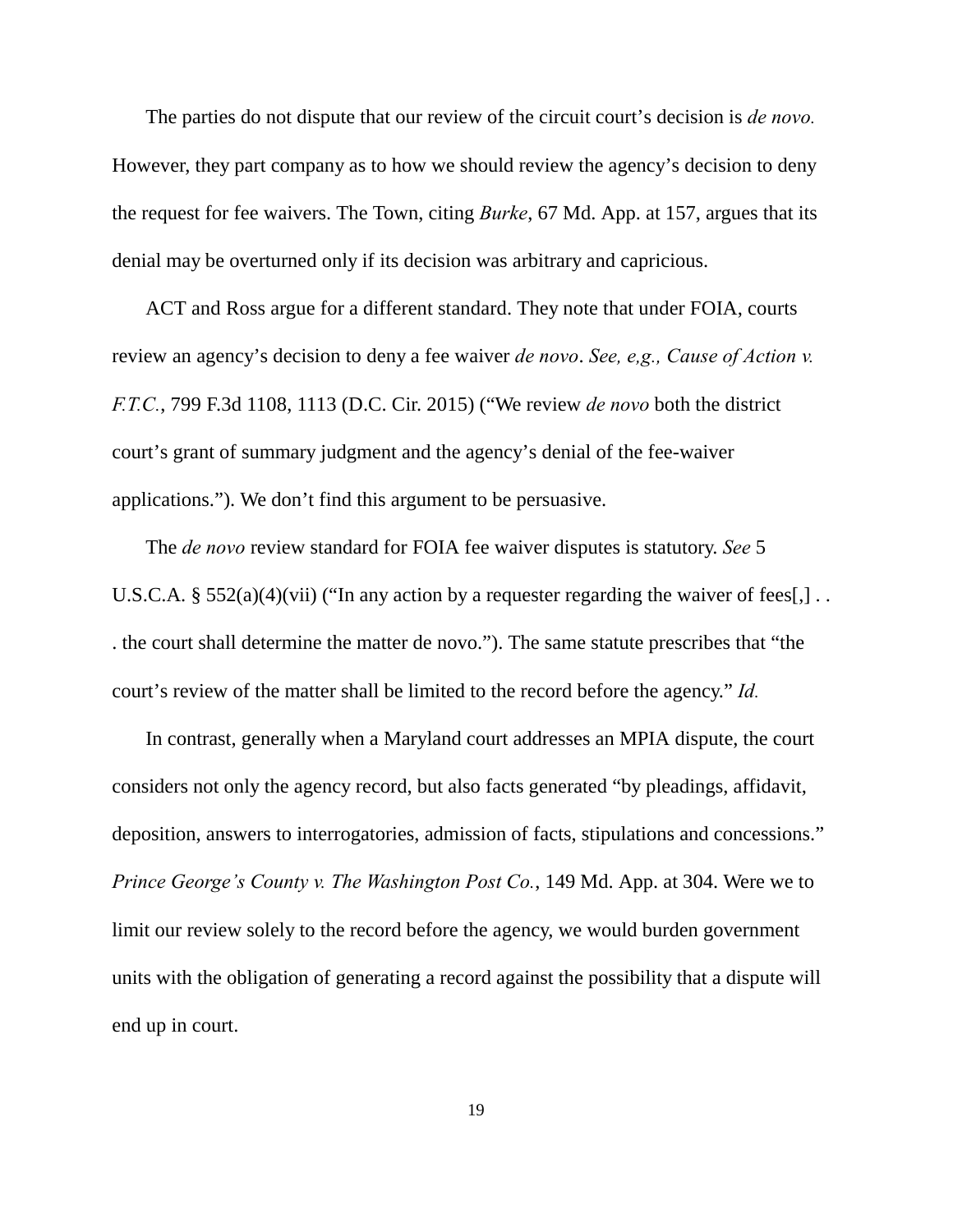The parties do not dispute that our review of the circuit court's decision is *de novo.* However, they part company as to how we should review the agency's decision to deny the request for fee waivers. The Town, citing *Burke*, 67 Md. App. at 157, argues that its denial may be overturned only if its decision was arbitrary and capricious.

ACT and Ross argue for a different standard. They note that under FOIA, courts review an agency's decision to deny a fee waiver *de novo*. *See, e,g., Cause of Action v. F.T.C.*, 799 F.3d 1108, 1113 (D.C. Cir. 2015) ("We review *de novo* both the district court's grant of summary judgment and the agency's denial of the fee-waiver applications."). We don't find this argument to be persuasive.

The *de novo* review standard for FOIA fee waiver disputes is statutory. *See* 5 U.S.C.A. § 552(a)(4)(vii) ("In any action by a requester regarding the waiver of fees[,] . . . the court shall determine the matter de novo."). The same statute prescribes that "the court's review of the matter shall be limited to the record before the agency." *Id.*

In contrast, generally when a Maryland court addresses an MPIA dispute, the court considers not only the agency record, but also facts generated "by pleadings, affidavit, deposition, answers to interrogatories, admission of facts, stipulations and concessions." *Prince George's County v. The Washington Post Co.*, 149 Md. App. at 304. Were we to limit our review solely to the record before the agency, we would burden government units with the obligation of generating a record against the possibility that a dispute will end up in court.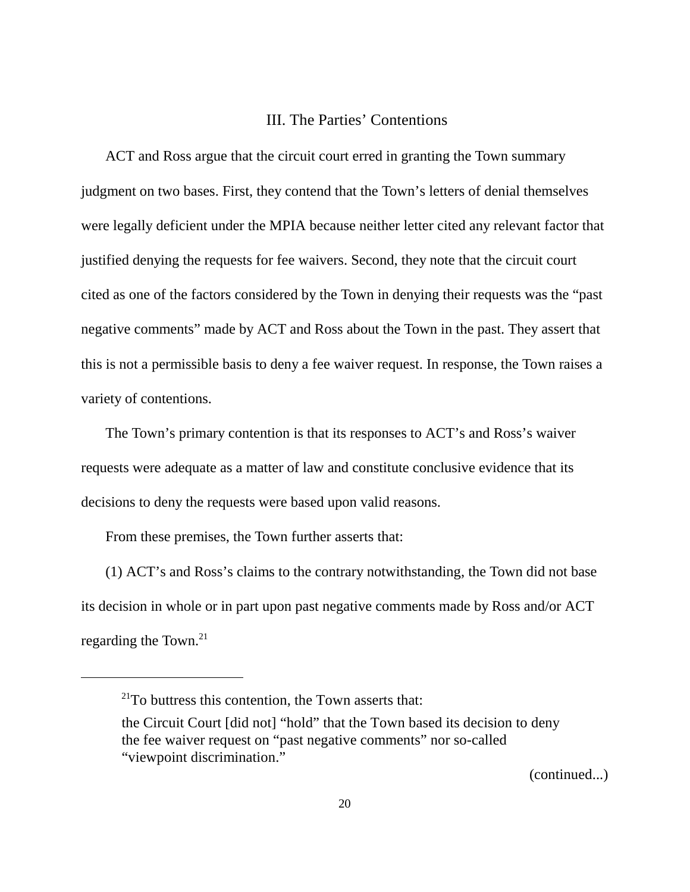## III. The Parties' Contentions

ACT and Ross argue that the circuit court erred in granting the Town summary judgment on two bases. First, they contend that the Town's letters of denial themselves were legally deficient under the MPIA because neither letter cited any relevant factor that justified denying the requests for fee waivers. Second, they note that the circuit court cited as one of the factors considered by the Town in denying their requests was the "past negative comments" made by ACT and Ross about the Town in the past. They assert that this is not a permissible basis to deny a fee waiver request. In response, the Town raises a variety of contentions.

The Town's primary contention is that its responses to ACT's and Ross's waiver requests were adequate as a matter of law and constitute conclusive evidence that its decisions to deny the requests were based upon valid reasons.

From these premises, the Town further asserts that:

(1) ACT's and Ross's claims to the contrary notwithstanding, the Town did not base its decision in whole or in part upon past negative comments made by Ross and/or ACT regarding the Town.[21]

---

[21]To buttress this contention, the Town asserts that:

> the Circuit Court [did not] "hold" that the Town based its decision to deny the fee waiver request on "past negative comments" nor so-called "viewpoint discrimination."

(continued...)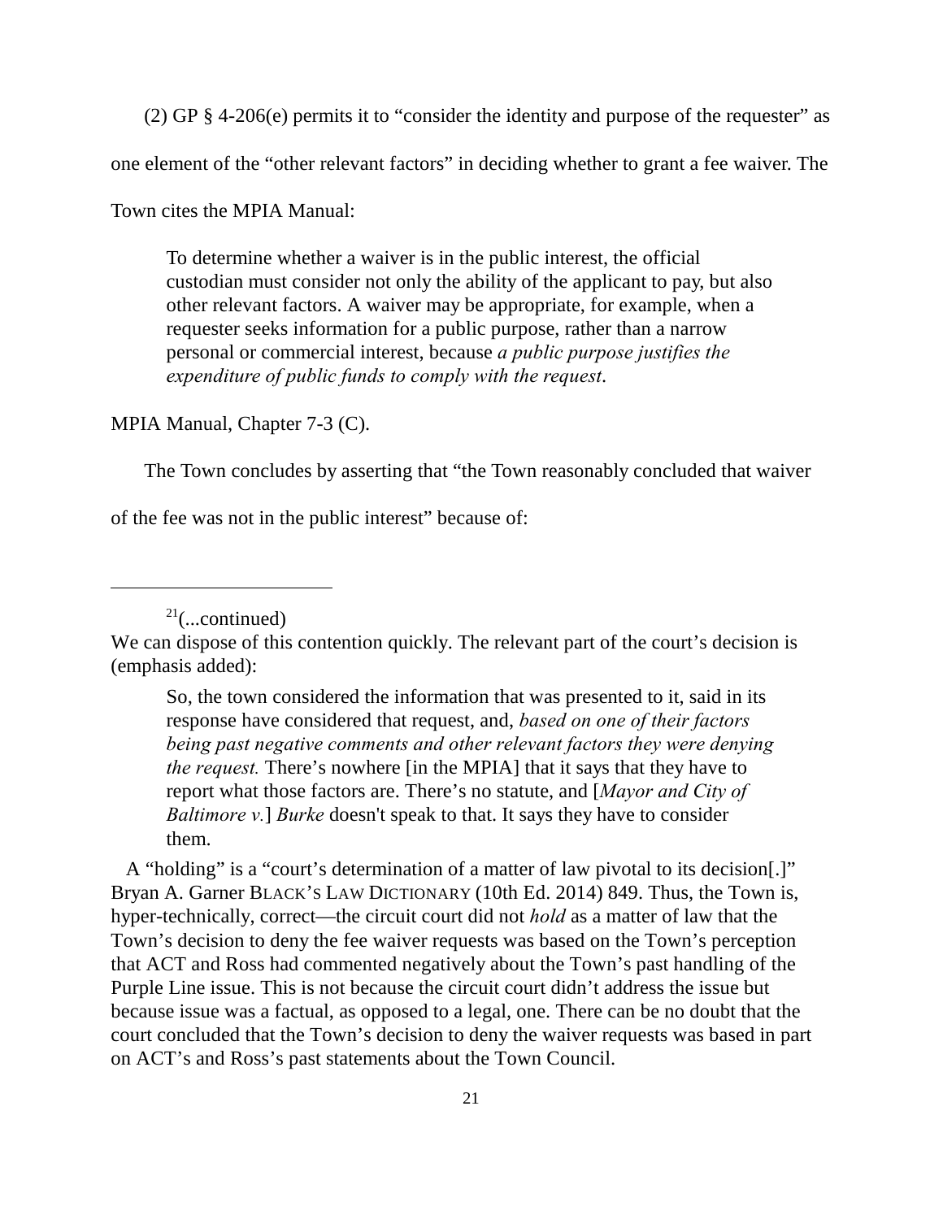(2) GP § 4-206(e) permits it to "consider the identity and purpose of the requester" as one element of the "other relevant factors" in deciding whether to grant a fee waiver. The Town cites the MPIA Manual:

> To determine whether a waiver is in the public interest, the official custodian must consider not only the ability of the applicant to pay, but also other relevant factors. A waiver may be appropriate, for example, when a requester seeks information for a public purpose, rather than a narrow personal or commercial interest, because *a public purpose justifies the expenditure of public funds to comply with the request*.

MPIA Manual, Chapter 7-3 (C).

The Town concludes by asserting that "the Town reasonably concluded that waiver of the fee was not in the public interest" because of:

---

[21](...continued)
We can dispose of this contention quickly. The relevant part of the court's decision is (emphasis added):

> So, the town considered the information that was presented to it, said in its response have considered that request, and, *based on one of their factors being past negative comments and other relevant factors they were denying the request.* There's nowhere [in the MPIA] that it says that they have to report what those factors are. There's no statute, and [*Mayor and City of Baltimore v.*] *Burke* doesn't speak to that. It says they have to consider them.

A "holding" is a "court's determination of a matter of law pivotal to its decision[.]" Bryan A. Garner BLACK'S LAW DICTIONARY (10th Ed. 2014) 849. Thus, the Town is, hyper-technically, correct—the circuit court did not *hold* as a matter of law that the Town's decision to deny the fee waiver requests was based on the Town's perception that ACT and Ross had commented negatively about the Town's past handling of the Purple Line issue. This is not because the circuit court didn't address the issue but because issue was a factual, as opposed to a legal, one. There can be no doubt that the court concluded that the Town's decision to deny the waiver requests was based in part on ACT's and Ross's past statements about the Town Council.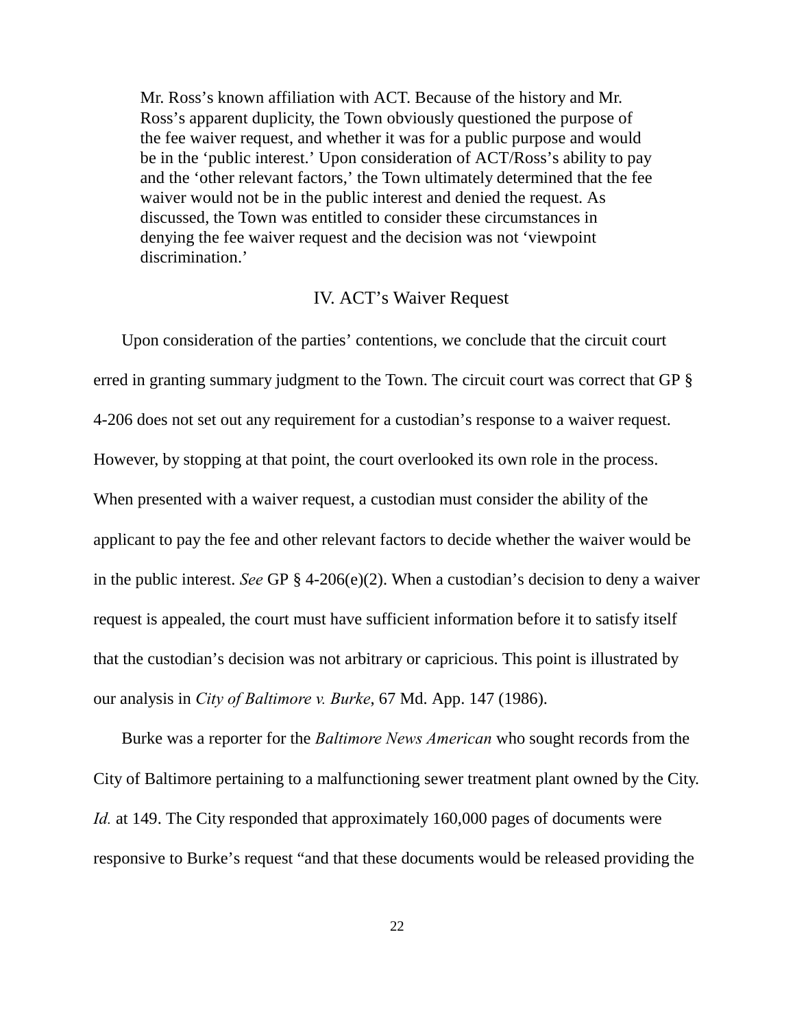> Mr. Ross's known affiliation with ACT. Because of the history and Mr. Ross's apparent duplicity, the Town obviously questioned the purpose of the fee waiver request, and whether it was for a public purpose and would be in the 'public interest.' Upon consideration of ACT/Ross's ability to pay and the 'other relevant factors,' the Town ultimately determined that the fee waiver would not be in the public interest and denied the request. As discussed, the Town was entitled to consider these circumstances in denying the fee waiver request and the decision was not 'viewpoint discrimination.'

## IV. ACT's Waiver Request

Upon consideration of the parties' contentions, we conclude that the circuit court erred in granting summary judgment to the Town. The circuit court was correct that GP § 4-206 does not set out any requirement for a custodian's response to a waiver request. However, by stopping at that point, the court overlooked its own role in the process. When presented with a waiver request, a custodian must consider the ability of the applicant to pay the fee and other relevant factors to decide whether the waiver would be in the public interest. *See* GP § 4-206(e)(2). When a custodian's decision to deny a waiver request is appealed, the court must have sufficient information before it to satisfy itself that the custodian's decision was not arbitrary or capricious. This point is illustrated by our analysis in *City of Baltimore v. Burke*, 67 Md. App. 147 (1986).

Burke was a reporter for the *Baltimore News American* who sought records from the City of Baltimore pertaining to a malfunctioning sewer treatment plant owned by the City. *Id.* at 149. The City responded that approximately 160,000 pages of documents were responsive to Burke's request "and that these documents would be released providing the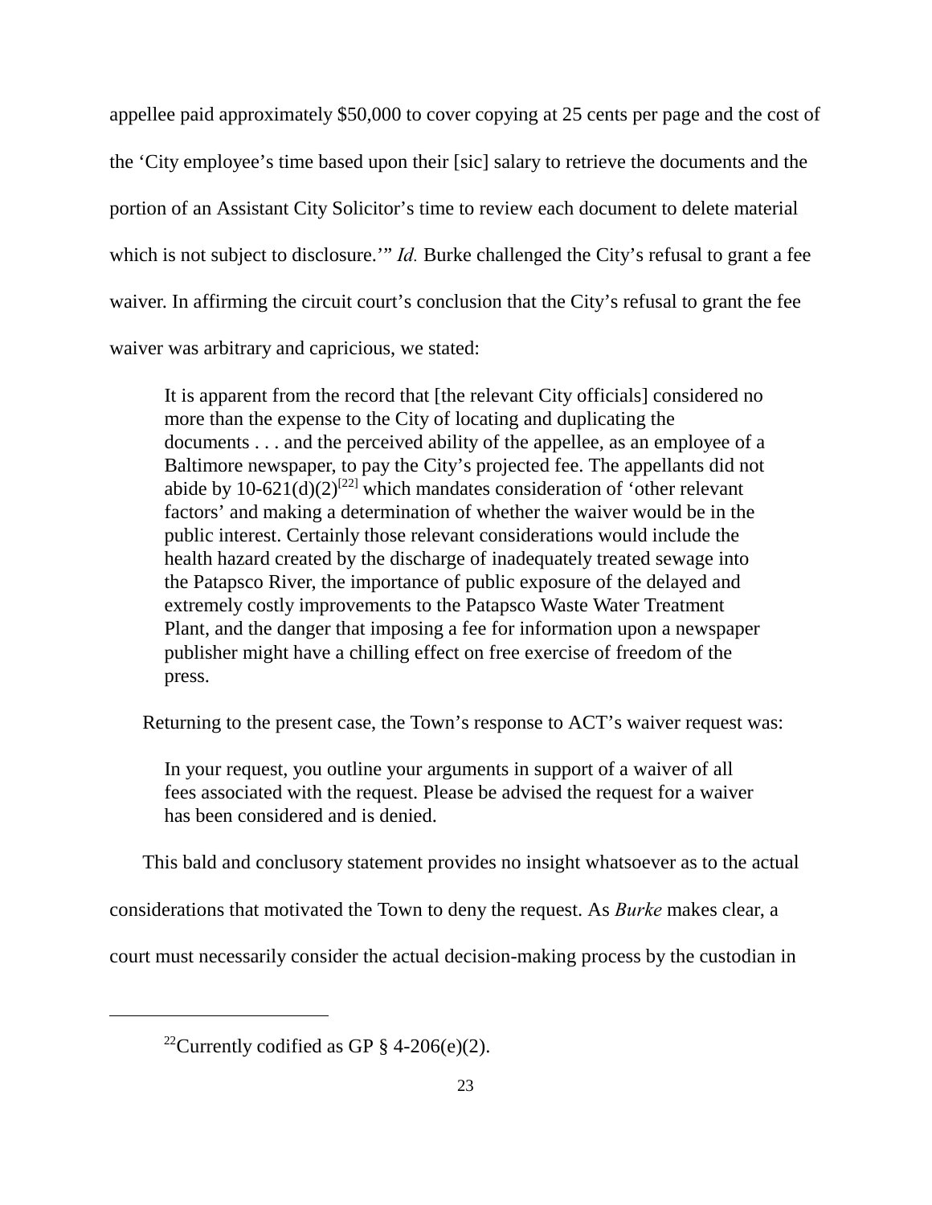appellee paid approximately $50,000 to cover copying at 25 cents per page and the cost of the 'City employee's time based upon their [sic] salary to retrieve the documents and the portion of an Assistant City Solicitor's time to review each document to delete material which is not subject to disclosure.'" *Id.* Burke challenged the City's refusal to grant a fee waiver. In affirming the circuit court's conclusion that the City's refusal to grant the fee waiver was arbitrary and capricious, we stated:

> It is apparent from the record that [the relevant City officials] considered no more than the expense to the City of locating and duplicating the documents . . . and the perceived ability of the appellee, as an employee of a Baltimore newspaper, to pay the City's projected fee. The appellants did not abide by 10-621(d)(2)[22] which mandates consideration of 'other relevant factors' and making a determination of whether the waiver would be in the public interest. Certainly those relevant considerations would include the health hazard created by the discharge of inadequately treated sewage into the Patapsco River, the importance of public exposure of the delayed and extremely costly improvements to the Patapsco Waste Water Treatment Plant, and the danger that imposing a fee for information upon a newspaper publisher might have a chilling effect on free exercise of freedom of the press.

Returning to the present case, the Town's response to ACT's waiver request was:

> In your request, you outline your arguments in support of a waiver of all fees associated with the request. Please be advised the request for a waiver has been considered and is denied.

This bald and conclusory statement provides no insight whatsoever as to the actual considerations that motivated the Town to deny the request. As *Burke* makes clear, a court must necessarily consider the actual decision-making process by the custodian in

---

[22]Currently codified as GP § 4-206(e)(2).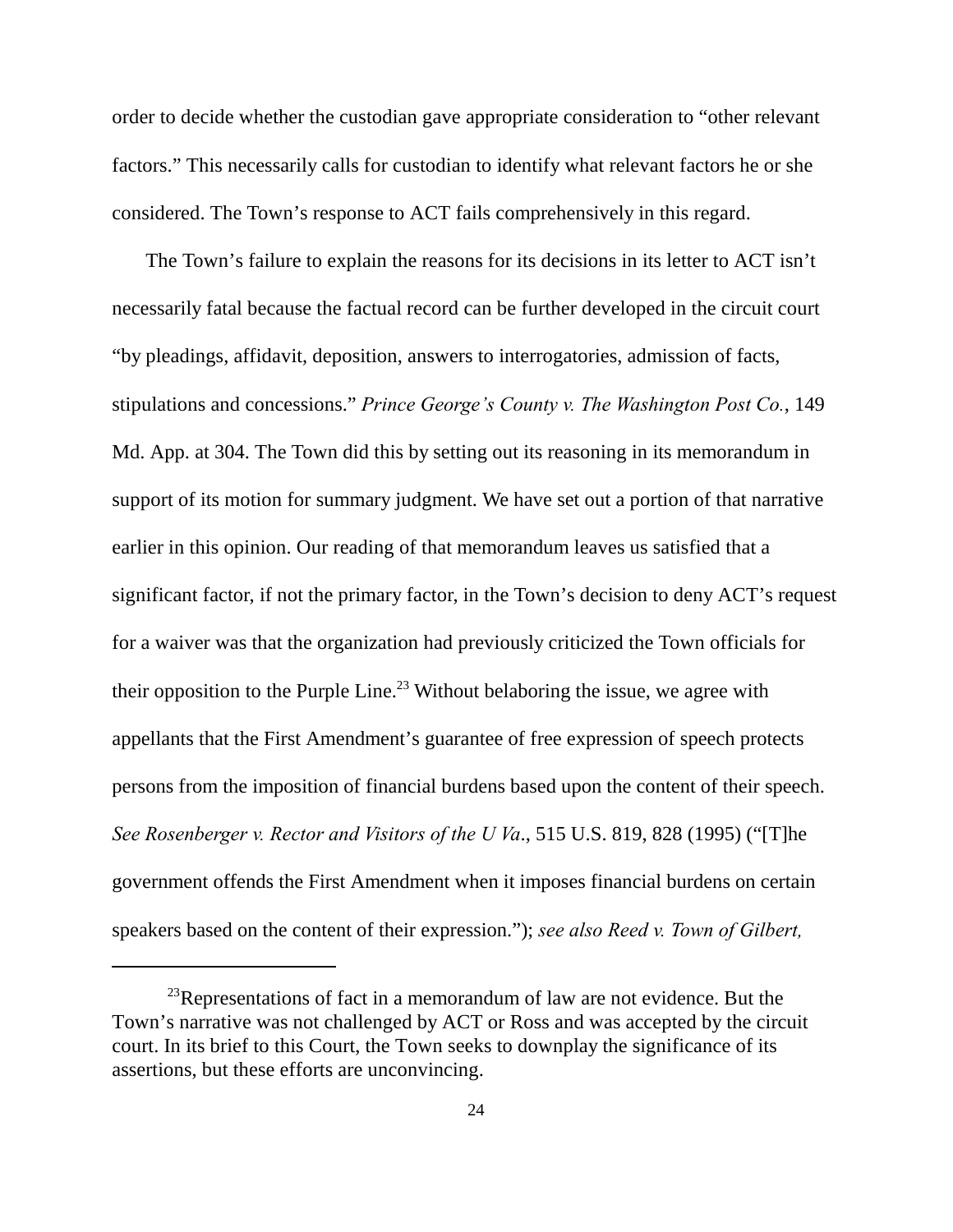order to decide whether the custodian gave appropriate consideration to "other relevant factors." This necessarily calls for custodian to identify what relevant factors he or she considered. The Town's response to ACT fails comprehensively in this regard.

The Town's failure to explain the reasons for its decisions in its letter to ACT isn't necessarily fatal because the factual record can be further developed in the circuit court "by pleadings, affidavit, deposition, answers to interrogatories, admission of facts, stipulations and concessions." *Prince George's County v. The Washington Post Co.*, 149 Md. App. at 304. The Town did this by setting out its reasoning in its memorandum in support of its motion for summary judgment. We have set out a portion of that narrative earlier in this opinion. Our reading of that memorandum leaves us satisfied that a significant factor, if not the primary factor, in the Town's decision to deny ACT's request for a waiver was that the organization had previously criticized the Town officials for their opposition to the Purple Line.[23] Without belaboring the issue, we agree with appellants that the First Amendment's guarantee of free expression of speech protects persons from the imposition of financial burdens based upon the content of their speech. *See Rosenberger v. Rector and Visitors of the U Va*., 515 U.S. 819, 828 (1995) ("[T]he government offends the First Amendment when it imposes financial burdens on certain speakers based on the content of their expression."); *see also Reed v. Town of Gilbert,*

[23] Representations of fact in a memorandum of law are not evidence. But the Town's narrative was not challenged by ACT or Ross and was accepted by the circuit court. In its brief to this Court, the Town seeks to downplay the significance of its assertions, but these efforts are unconvincing.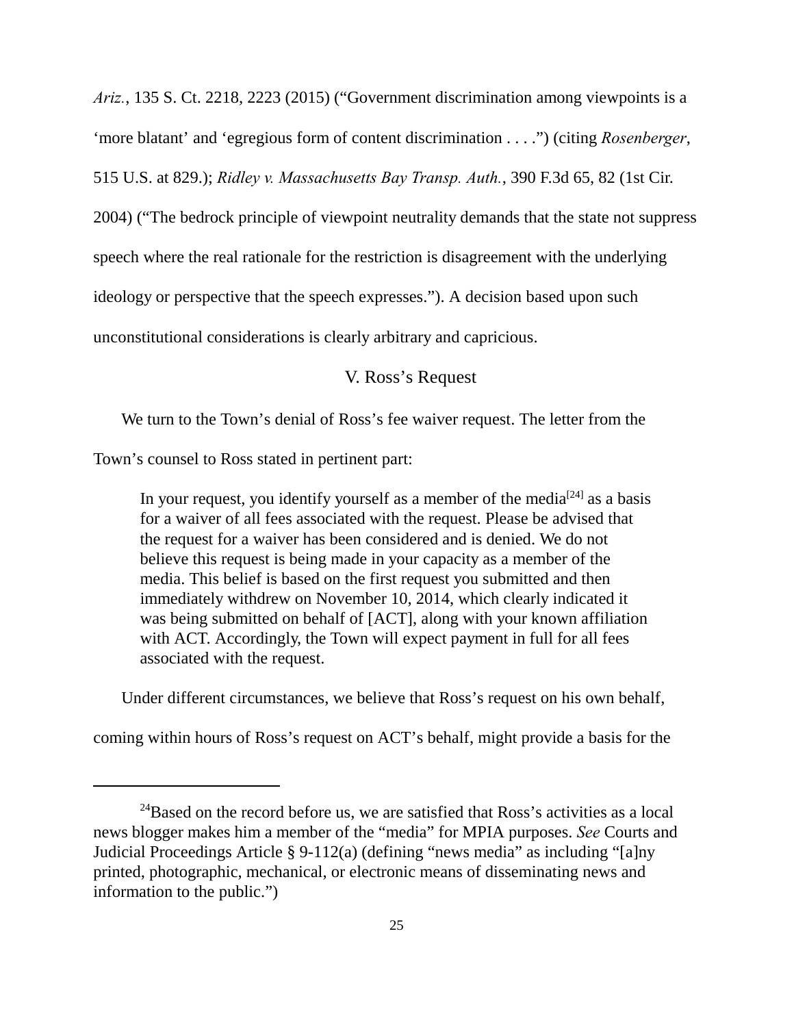*Ariz.*, 135 S. Ct. 2218, 2223 (2015) ("Government discrimination among viewpoints is a 'more blatant' and 'egregious form of content discrimination . . . .") (citing *Rosenberger*, 515 U.S. at 829.); *Ridley v. Massachusetts Bay Transp. Auth.*, 390 F.3d 65, 82 (1st Cir. 2004) ("The bedrock principle of viewpoint neutrality demands that the state not suppress speech where the real rationale for the restriction is disagreement with the underlying ideology or perspective that the speech expresses."). A decision based upon such unconstitutional considerations is clearly arbitrary and capricious.

## V. Ross's Request

We turn to the Town's denial of Ross's fee waiver request. The letter from the Town's counsel to Ross stated in pertinent part:

> In your request, you identify yourself as a member of the media[24] as a basis for a waiver of all fees associated with the request. Please be advised that the request for a waiver has been considered and is denied. We do not believe this request is being made in your capacity as a member of the media. This belief is based on the first request you submitted and then immediately withdrew on November 10, 2014, which clearly indicated it was being submitted on behalf of [ACT], along with your known affiliation with ACT. Accordingly, the Town will expect payment in full for all fees associated with the request.

Under different circumstances, we believe that Ross's request on his own behalf, coming within hours of Ross's request on ACT's behalf, might provide a basis for the

---

[24]Based on the record before us, we are satisfied that Ross's activities as a local news blogger makes him a member of the "media" for MPIA purposes. *See* Courts and Judicial Proceedings Article § 9-112(a) (defining "news media" as including "[a]ny printed, photographic, mechanical, or electronic means of disseminating news and information to the public.")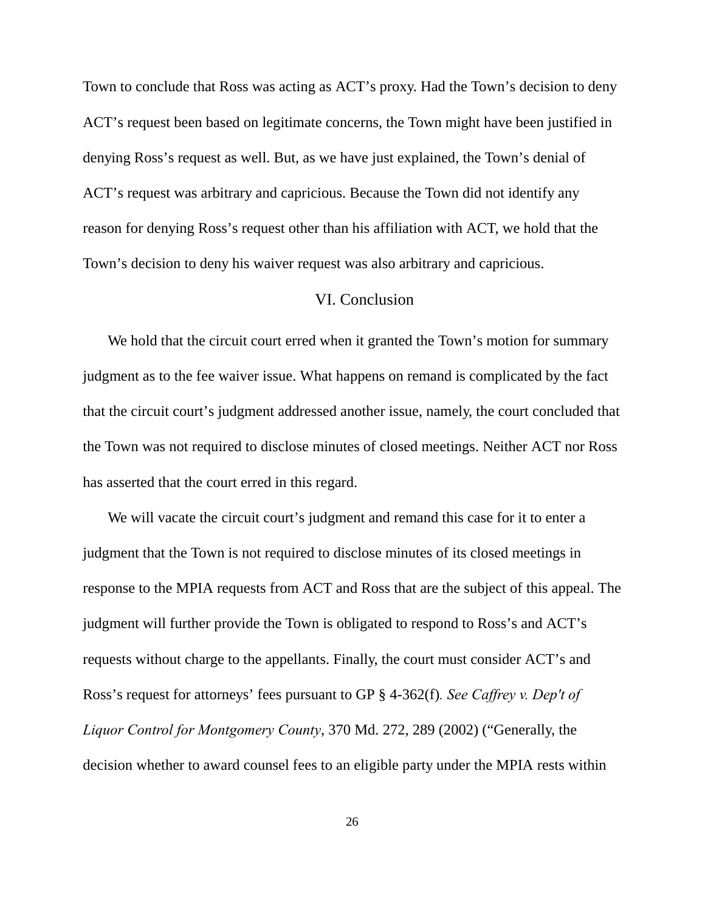Town to conclude that Ross was acting as ACT's proxy. Had the Town's decision to deny ACT's request been based on legitimate concerns, the Town might have been justified in denying Ross's request as well. But, as we have just explained, the Town's denial of ACT's request was arbitrary and capricious. Because the Town did not identify any reason for denying Ross's request other than his affiliation with ACT, we hold that the Town's decision to deny his waiver request was also arbitrary and capricious.

## VI. Conclusion

We hold that the circuit court erred when it granted the Town's motion for summary judgment as to the fee waiver issue. What happens on remand is complicated by the fact that the circuit court's judgment addressed another issue, namely, the court concluded that the Town was not required to disclose minutes of closed meetings. Neither ACT nor Ross has asserted that the court erred in this regard.

We will vacate the circuit court's judgment and remand this case for it to enter a judgment that the Town is not required to disclose minutes of its closed meetings in response to the MPIA requests from ACT and Ross that are the subject of this appeal. The judgment will further provide the Town is obligated to respond to Ross's and ACT's requests without charge to the appellants. Finally, the court must consider ACT's and Ross's request for attorneys' fees pursuant to GP § 4-362(f). *See Caffrey v. Dep't of Liquor Control for Montgomery County*, 370 Md. 272, 289 (2002) ("Generally, the decision whether to award counsel fees to an eligible party under the MPIA rests within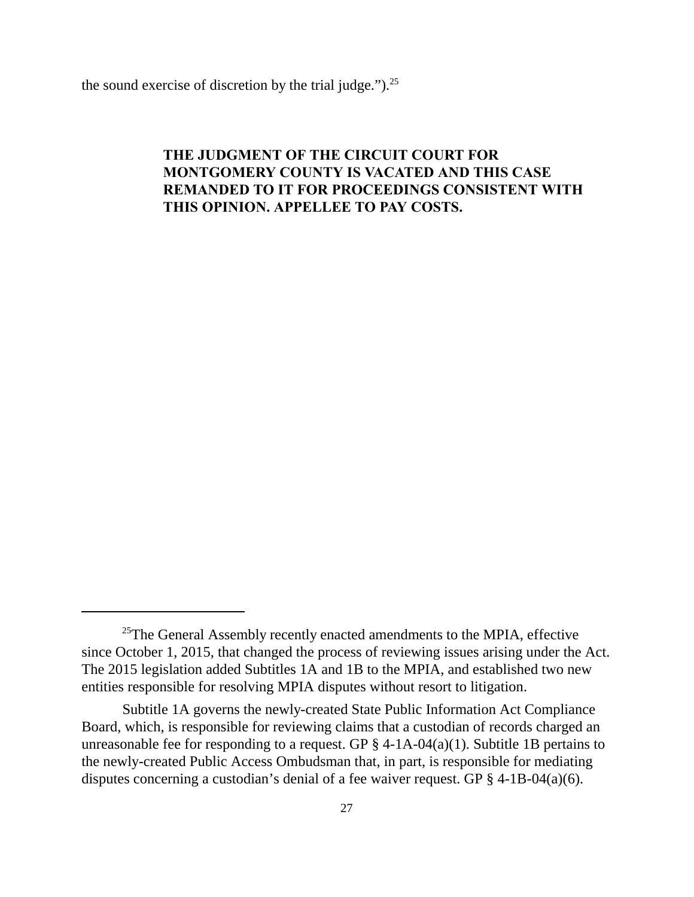the sound exercise of discretion by the trial judge.").[25]

**THE JUDGMENT OF THE CIRCUIT COURT FOR MONTGOMERY COUNTY IS VACATED AND THIS CASE REMANDED TO IT FOR PROCEEDINGS CONSISTENT WITH THIS OPINION. APPELLEE TO PAY COSTS.**

---

[25]The General Assembly recently enacted amendments to the MPIA, effective since October 1, 2015, that changed the process of reviewing issues arising under the Act. The 2015 legislation added Subtitles 1A and 1B to the MPIA, and established two new entities responsible for resolving MPIA disputes without resort to litigation.

Subtitle 1A governs the newly-created State Public Information Act Compliance Board, which, is responsible for reviewing claims that a custodian of records charged an unreasonable fee for responding to a request. GP § 4-1A-04(a)(1). Subtitle 1B pertains to the newly-created Public Access Ombudsman that, in part, is responsible for mediating disputes concerning a custodian's denial of a fee waiver request. GP § 4-1B-04(a)(6).